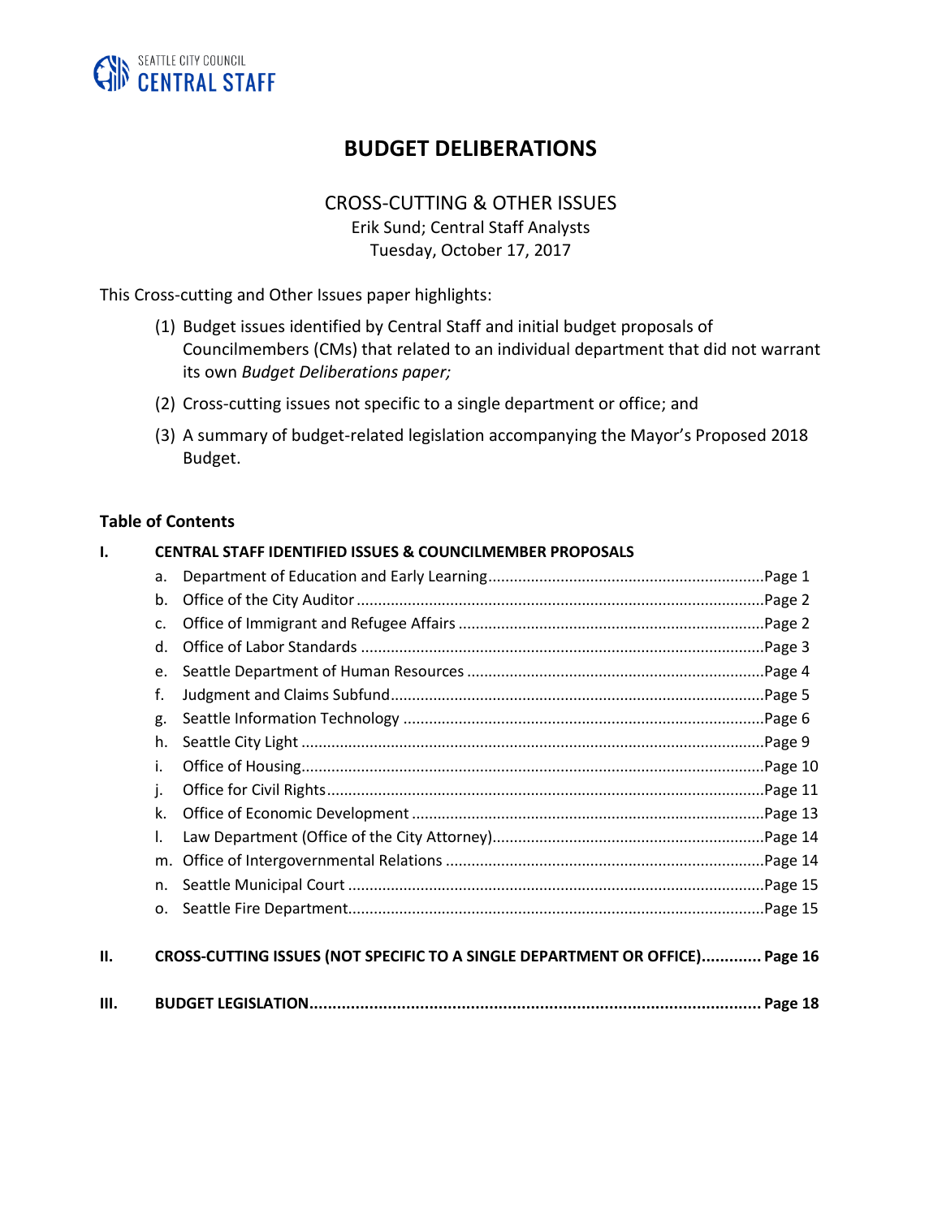SEATTLE CITY COUNCIL
CENTRAL STAFF

# BUDGET DELIBERATIONS

## CROSS-CUTTING & OTHER ISSUES

Erik Sund; Central Staff Analysts
Tuesday, October 17, 2017

This Cross-cutting and Other Issues paper highlights:

(1) Budget issues identified by Central Staff and initial budget proposals of Councilmembers (CMs) that related to an individual department that did not warrant its own *Budget Deliberations paper;*

(2) Cross-cutting issues not specific to a single department or office; and

(3) A summary of budget-related legislation accompanying the Mayor's Proposed 2018 Budget.

**Table of Contents**

**I. CENTRAL STAFF IDENTIFIED ISSUES & COUNCILMEMBER PROPOSALS**

a. Department of Education and Early Learning ........ Page 1
b. Office of the City Auditor ........ Page 2
c. Office of Immigrant and Refugee Affairs ........ Page 2
d. Office of Labor Standards ........ Page 3
e. Seattle Department of Human Resources ........ Page 4
f. Judgment and Claims Subfund ........ Page 5
g. Seattle Information Technology ........ Page 6
h. Seattle City Light ........ Page 9
i. Office of Housing ........ Page 10
j. Office for Civil Rights ........ Page 11
k. Office of Economic Development ........ Page 13
l. Law Department (Office of the City Attorney) ........ Page 14
m. Office of Intergovernmental Relations ........ Page 14
n. Seattle Municipal Court ........ Page 15
o. Seattle Fire Department ........ Page 15

**II. CROSS-CUTTING ISSUES (NOT SPECIFIC TO A SINGLE DEPARTMENT OR OFFICE) ........ Page 16**

**III. BUDGET LEGISLATION ........ Page 18**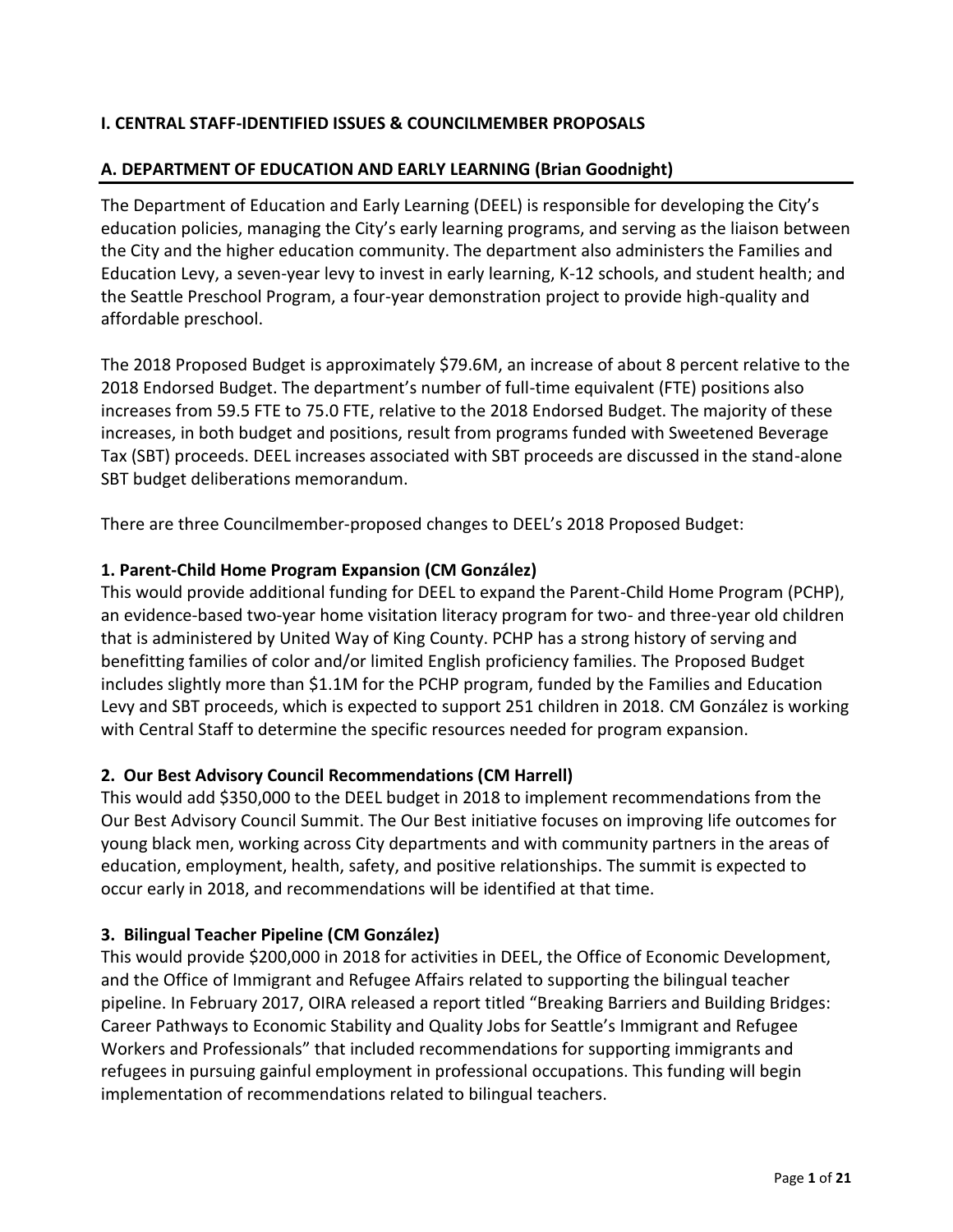## I. CENTRAL STAFF-IDENTIFIED ISSUES & COUNCILMEMBER PROPOSALS

### A. DEPARTMENT OF EDUCATION AND EARLY LEARNING (Brian Goodnight)

The Department of Education and Early Learning (DEEL) is responsible for developing the City's education policies, managing the City's early learning programs, and serving as the liaison between the City and the higher education community. The department also administers the Families and Education Levy, a seven-year levy to invest in early learning, K-12 schools, and student health; and the Seattle Preschool Program, a four-year demonstration project to provide high-quality and affordable preschool.

The 2018 Proposed Budget is approximately $79.6M, an increase of about 8 percent relative to the 2018 Endorsed Budget. The department's number of full-time equivalent (FTE) positions also increases from 59.5 FTE to 75.0 FTE, relative to the 2018 Endorsed Budget. The majority of these increases, in both budget and positions, result from programs funded with Sweetened Beverage Tax (SBT) proceeds. DEEL increases associated with SBT proceeds are discussed in the stand-alone SBT budget deliberations memorandum.

There are three Councilmember-proposed changes to DEEL's 2018 Proposed Budget:

**1. Parent-Child Home Program Expansion (CM González)**
This would provide additional funding for DEEL to expand the Parent-Child Home Program (PCHP), an evidence-based two-year home visitation literacy program for two- and three-year old children that is administered by United Way of King County. PCHP has a strong history of serving and benefitting families of color and/or limited English proficiency families. The Proposed Budget includes slightly more than $1.1M for the PCHP program, funded by the Families and Education Levy and SBT proceeds, which is expected to support 251 children in 2018. CM González is working with Central Staff to determine the specific resources needed for program expansion.

**2. Our Best Advisory Council Recommendations (CM Harrell)**
This would add $350,000 to the DEEL budget in 2018 to implement recommendations from the Our Best Advisory Council Summit. The Our Best initiative focuses on improving life outcomes for young black men, working across City departments and with community partners in the areas of education, employment, health, safety, and positive relationships. The summit is expected to occur early in 2018, and recommendations will be identified at that time.

**3. Bilingual Teacher Pipeline (CM González)**
This would provide $200,000 in 2018 for activities in DEEL, the Office of Economic Development, and the Office of Immigrant and Refugee Affairs related to supporting the bilingual teacher pipeline. In February 2017, OIRA released a report titled "Breaking Barriers and Building Bridges: Career Pathways to Economic Stability and Quality Jobs for Seattle's Immigrant and Refugee Workers and Professionals" that included recommendations for supporting immigrants and refugees in pursuing gainful employment in professional occupations. This funding will begin implementation of recommendations related to bilingual teachers.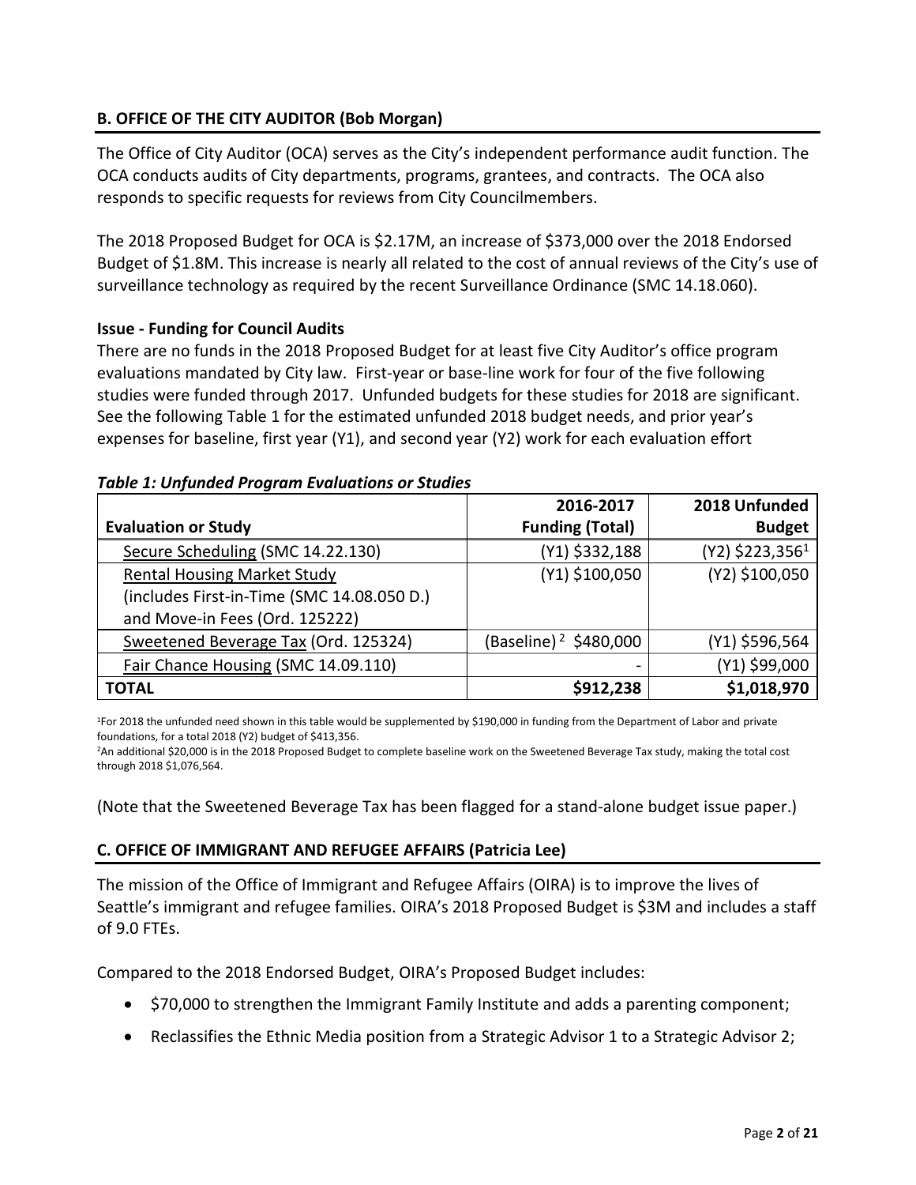### B. OFFICE OF THE CITY AUDITOR (Bob Morgan)

The Office of City Auditor (OCA) serves as the City's independent performance audit function. The OCA conducts audits of City departments, programs, grantees, and contracts. The OCA also responds to specific requests for reviews from City Councilmembers.

The 2018 Proposed Budget for OCA is $2.17M, an increase of $373,000 over the 2018 Endorsed Budget of $1.8M. This increase is nearly all related to the cost of annual reviews of the City's use of surveillance technology as required by the recent Surveillance Ordinance (SMC 14.18.060).

**Issue - Funding for Council Audits**

There are no funds in the 2018 Proposed Budget for at least five City Auditor's office program evaluations mandated by City law. First-year or base-line work for four of the five following studies were funded through 2017. Unfunded budgets for these studies for 2018 are significant. See the following Table 1 for the estimated unfunded 2018 budget needs, and prior year's expenses for baseline, first year (Y1), and second year (Y2) work for each evaluation effort

***Table 1: Unfunded Program Evaluations or Studies***

| Evaluation or Study | 2016-2017 Funding (Total) | 2018 Unfunded Budget |
|---|---|---|
| Secure Scheduling (SMC 14.22.130) | (Y1) $332,188 | (Y2) $223,356[1] |
| Rental Housing Market Study (includes First-in-Time (SMC 14.08.050 D.) and Move-in Fees (Ord. 125222) | (Y1) $100,050 | (Y2) $100,050 |
| Sweetened Beverage Tax (Ord. 125324) | (Baseline)[2] $480,000 | (Y1) $596,564 |
| Fair Chance Housing (SMC 14.09.110) | - | (Y1) $99,000 |
| **TOTAL** | **$912,238** | **$1,018,970** |

[1]For 2018 the unfunded need shown in this table would be supplemented by $190,000 in funding from the Department of Labor and private foundations, for a total 2018 (Y2) budget of $413,356.

[2]An additional $20,000 is in the 2018 Proposed Budget to complete baseline work on the Sweetened Beverage Tax study, making the total cost through 2018 $1,076,564.

(Note that the Sweetened Beverage Tax has been flagged for a stand-alone budget issue paper.)

### C. OFFICE OF IMMIGRANT AND REFUGEE AFFAIRS (Patricia Lee)

The mission of the Office of Immigrant and Refugee Affairs (OIRA) is to improve the lives of Seattle's immigrant and refugee families. OIRA's 2018 Proposed Budget is $3M and includes a staff of 9.0 FTEs.

Compared to the 2018 Endorsed Budget, OIRA's Proposed Budget includes:

- $70,000 to strengthen the Immigrant Family Institute and adds a parenting component;
- Reclassifies the Ethnic Media position from a Strategic Advisor 1 to a Strategic Advisor 2;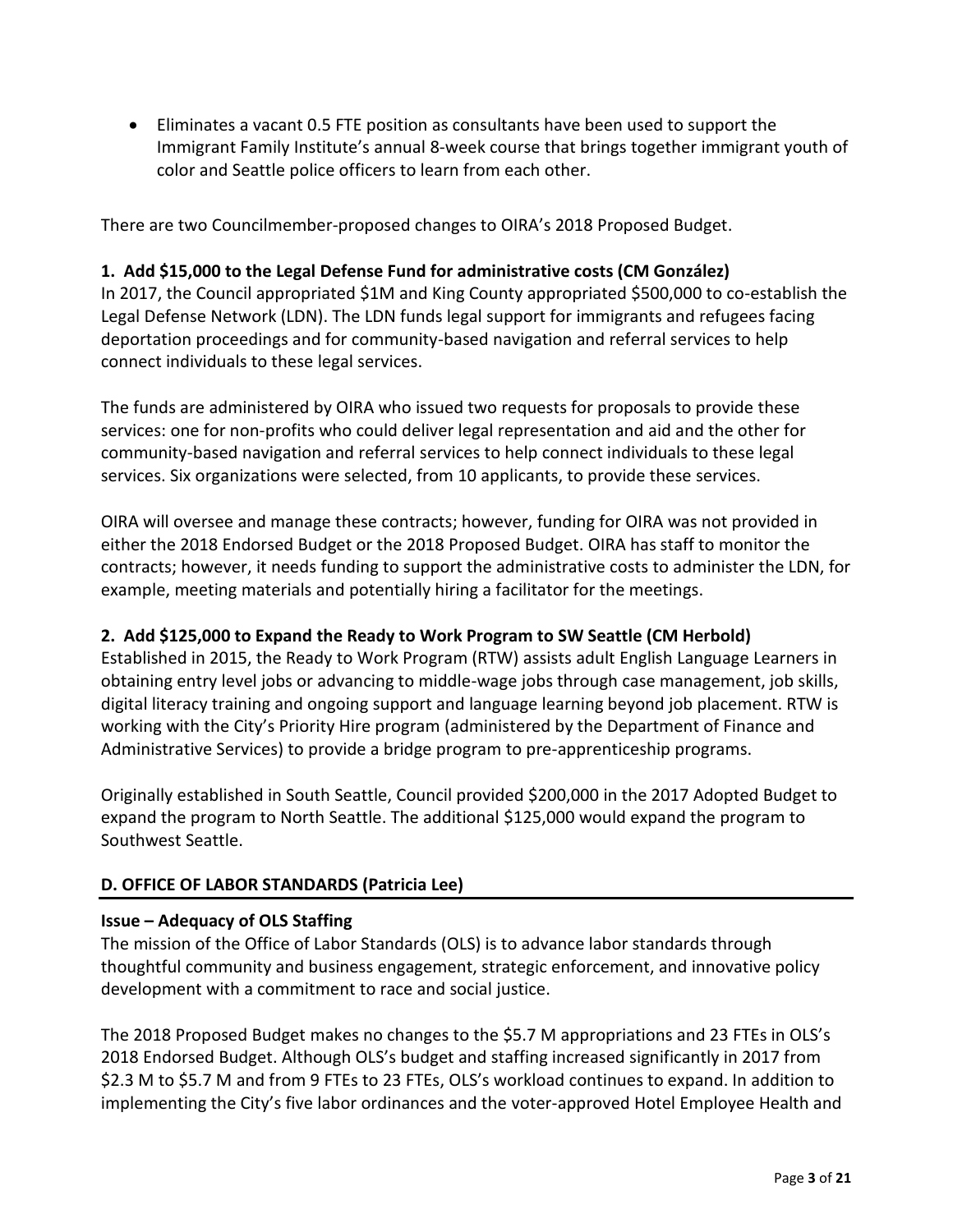- Eliminates a vacant 0.5 FTE position as consultants have been used to support the Immigrant Family Institute's annual 8-week course that brings together immigrant youth of color and Seattle police officers to learn from each other.

There are two Councilmember-proposed changes to OIRA's 2018 Proposed Budget.

**1. Add $15,000 to the Legal Defense Fund for administrative costs (CM González)**

In 2017, the Council appropriated $1M and King County appropriated $500,000 to co-establish the Legal Defense Network (LDN). The LDN funds legal support for immigrants and refugees facing deportation proceedings and for community-based navigation and referral services to help connect individuals to these legal services.

The funds are administered by OIRA who issued two requests for proposals to provide these services: one for non-profits who could deliver legal representation and aid and the other for community-based navigation and referral services to help connect individuals to these legal services. Six organizations were selected, from 10 applicants, to provide these services.

OIRA will oversee and manage these contracts; however, funding for OIRA was not provided in either the 2018 Endorsed Budget or the 2018 Proposed Budget. OIRA has staff to monitor the contracts; however, it needs funding to support the administrative costs to administer the LDN, for example, meeting materials and potentially hiring a facilitator for the meetings.

**2. Add $125,000 to Expand the Ready to Work Program to SW Seattle (CM Herbold)**

Established in 2015, the Ready to Work Program (RTW) assists adult English Language Learners in obtaining entry level jobs or advancing to middle-wage jobs through case management, job skills, digital literacy training and ongoing support and language learning beyond job placement. RTW is working with the City's Priority Hire program (administered by the Department of Finance and Administrative Services) to provide a bridge program to pre-apprenticeship programs.

Originally established in South Seattle, Council provided $200,000 in the 2017 Adopted Budget to expand the program to North Seattle. The additional $125,000 would expand the program to Southwest Seattle.

## D. OFFICE OF LABOR STANDARDS (Patricia Lee)

**Issue – Adequacy of OLS Staffing**

The mission of the Office of Labor Standards (OLS) is to advance labor standards through thoughtful community and business engagement, strategic enforcement, and innovative policy development with a commitment to race and social justice.

The 2018 Proposed Budget makes no changes to the $5.7 M appropriations and 23 FTEs in OLS's 2018 Endorsed Budget. Although OLS's budget and staffing increased significantly in 2017 from $2.3 M to $5.7 M and from 9 FTEs to 23 FTEs, OLS's workload continues to expand. In addition to implementing the City's five labor ordinances and the voter-approved Hotel Employee Health and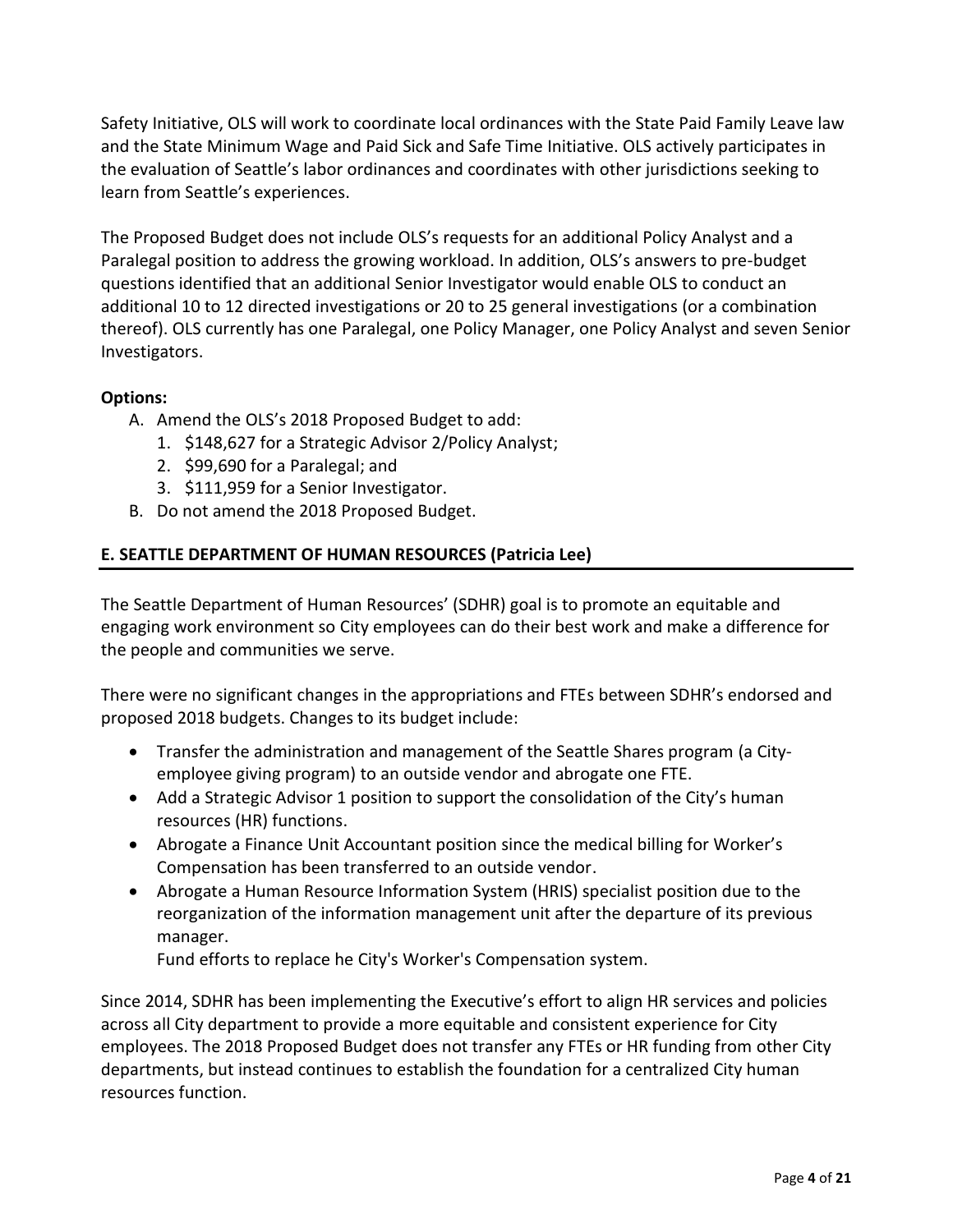Safety Initiative, OLS will work to coordinate local ordinances with the State Paid Family Leave law and the State Minimum Wage and Paid Sick and Safe Time Initiative. OLS actively participates in the evaluation of Seattle's labor ordinances and coordinates with other jurisdictions seeking to learn from Seattle's experiences.

The Proposed Budget does not include OLS's requests for an additional Policy Analyst and a Paralegal position to address the growing workload. In addition, OLS's answers to pre-budget questions identified that an additional Senior Investigator would enable OLS to conduct an additional 10 to 12 directed investigations or 20 to 25 general investigations (or a combination thereof). OLS currently has one Paralegal, one Policy Manager, one Policy Analyst and seven Senior Investigators.

**Options:**

A. Amend the OLS's 2018 Proposed Budget to add:
   1. $148,627 for a Strategic Advisor 2/Policy Analyst;
   2. $99,690 for a Paralegal; and
   3. $111,959 for a Senior Investigator.
B. Do not amend the 2018 Proposed Budget.

## E. SEATTLE DEPARTMENT OF HUMAN RESOURCES (Patricia Lee)

The Seattle Department of Human Resources' (SDHR) goal is to promote an equitable and engaging work environment so City employees can do their best work and make a difference for the people and communities we serve.

There were no significant changes in the appropriations and FTEs between SDHR's endorsed and proposed 2018 budgets. Changes to its budget include:

- Transfer the administration and management of the Seattle Shares program (a City-employee giving program) to an outside vendor and abrogate one FTE.
- Add a Strategic Advisor 1 position to support the consolidation of the City's human resources (HR) functions.
- Abrogate a Finance Unit Accountant position since the medical billing for Worker's Compensation has been transferred to an outside vendor.
- Abrogate a Human Resource Information System (HRIS) specialist position due to the reorganization of the information management unit after the departure of its previous manager.
  Fund efforts to replace he City's Worker's Compensation system.

Since 2014, SDHR has been implementing the Executive's effort to align HR services and policies across all City department to provide a more equitable and consistent experience for City employees. The 2018 Proposed Budget does not transfer any FTEs or HR funding from other City departments, but instead continues to establish the foundation for a centralized City human resources function.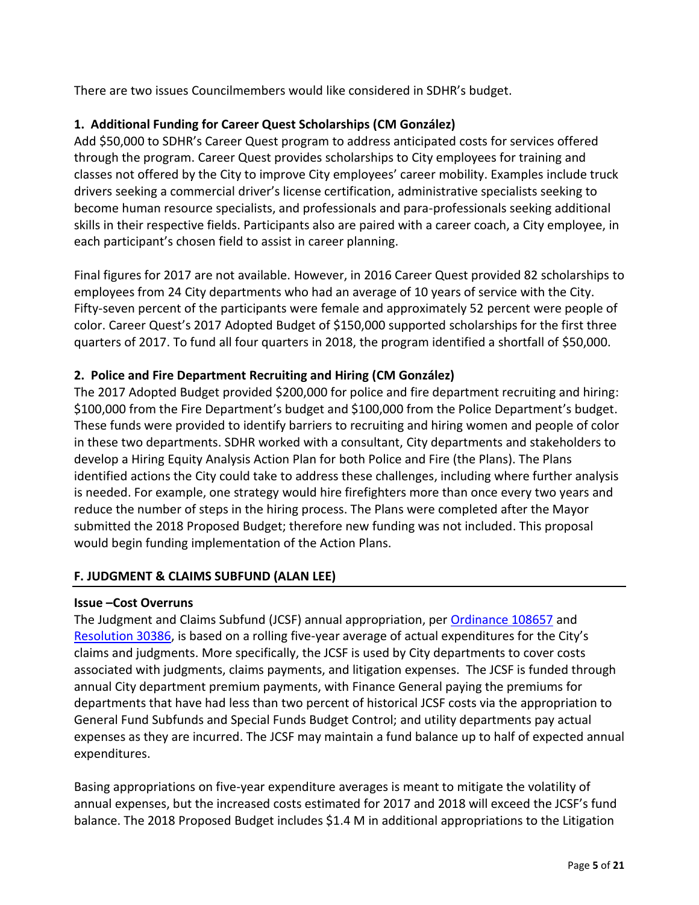There are two issues Councilmembers would like considered in SDHR's budget.

**1. Additional Funding for Career Quest Scholarships (CM González)**

Add $50,000 to SDHR's Career Quest program to address anticipated costs for services offered through the program. Career Quest provides scholarships to City employees for training and classes not offered by the City to improve City employees' career mobility. Examples include truck drivers seeking a commercial driver's license certification, administrative specialists seeking to become human resource specialists, and professionals and para-professionals seeking additional skills in their respective fields. Participants also are paired with a career coach, a City employee, in each participant's chosen field to assist in career planning.

Final figures for 2017 are not available. However, in 2016 Career Quest provided 82 scholarships to employees from 24 City departments who had an average of 10 years of service with the City. Fifty-seven percent of the participants were female and approximately 52 percent were people of color. Career Quest's 2017 Adopted Budget of $150,000 supported scholarships for the first three quarters of 2017. To fund all four quarters in 2018, the program identified a shortfall of $50,000.

**2. Police and Fire Department Recruiting and Hiring (CM González)**

The 2017 Adopted Budget provided $200,000 for police and fire department recruiting and hiring: $100,000 from the Fire Department's budget and $100,000 from the Police Department's budget. These funds were provided to identify barriers to recruiting and hiring women and people of color in these two departments. SDHR worked with a consultant, City departments and stakeholders to develop a Hiring Equity Analysis Action Plan for both Police and Fire (the Plans). The Plans identified actions the City could take to address these challenges, including where further analysis is needed. For example, one strategy would hire firefighters more than once every two years and reduce the number of steps in the hiring process. The Plans were completed after the Mayor submitted the 2018 Proposed Budget; therefore new funding was not included. This proposal would begin funding implementation of the Action Plans.

## F. JUDGMENT & CLAIMS SUBFUND (ALAN LEE)

**Issue –Cost Overruns**

The Judgment and Claims Subfund (JCSF) annual appropriation, per Ordinance 108657 and Resolution 30386, is based on a rolling five-year average of actual expenditures for the City's claims and judgments. More specifically, the JCSF is used by City departments to cover costs associated with judgments, claims payments, and litigation expenses. The JCSF is funded through annual City department premium payments, with Finance General paying the premiums for departments that have had less than two percent of historical JCSF costs via the appropriation to General Fund Subfunds and Special Funds Budget Control; and utility departments pay actual expenses as they are incurred. The JCSF may maintain a fund balance up to half of expected annual expenditures.

Basing appropriations on five-year expenditure averages is meant to mitigate the volatility of annual expenses, but the increased costs estimated for 2017 and 2018 will exceed the JCSF's fund balance. The 2018 Proposed Budget includes $1.4 M in additional appropriations to the Litigation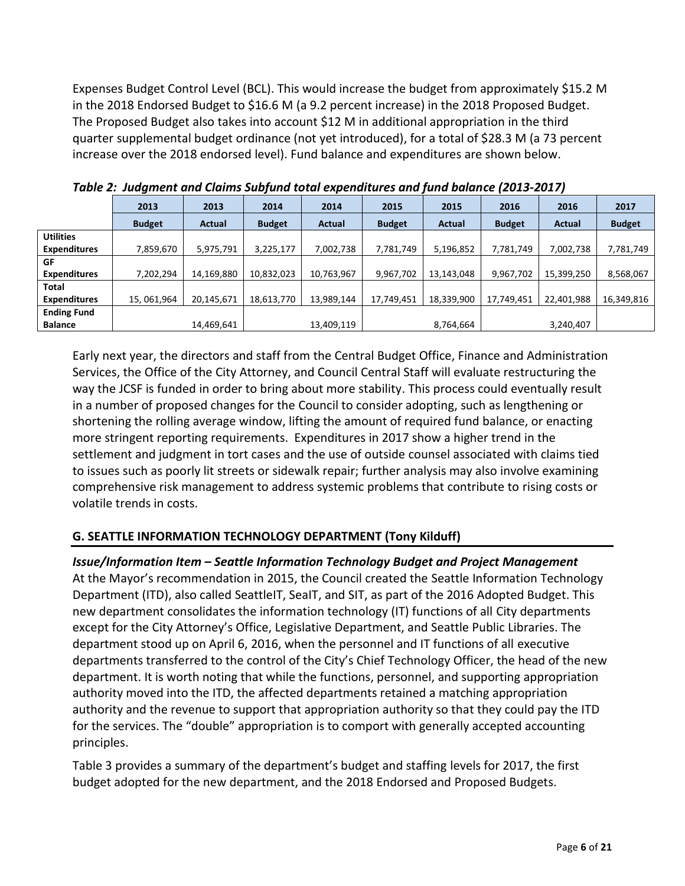Expenses Budget Control Level (BCL). This would increase the budget from approximately $15.2 M in the 2018 Endorsed Budget to $16.6 M (a 9.2 percent increase) in the 2018 Proposed Budget. The Proposed Budget also takes into account $12 M in additional appropriation in the third quarter supplemental budget ordinance (not yet introduced), for a total of $28.3 M (a 73 percent increase over the 2018 endorsed level). Fund balance and expenditures are shown below.

***Table 2: Judgment and Claims Subfund total expenditures and fund balance (2013-2017)***

| | 2013 | 2013 | 2014 | 2014 | 2015 | 2015 | 2016 | 2016 | 2017 |
|---|---|---|---|---|---|---|---|---|---|
| | **Budget** | **Actual** | **Budget** | **Actual** | **Budget** | **Actual** | **Budget** | **Actual** | **Budget** |
| **Utilities Expenditures** | 7,859,670 | 5,975,791 | 3,225,177 | 7,002,738 | 7,781,749 | 5,196,852 | 7,781,749 | 7,002,738 | 7,781,749 |
| **GF Expenditures** | 7,202,294 | 14,169,880 | 10,832,023 | 10,763,967 | 9,967,702 | 13,143,048 | 9,967,702 | 15,399,250 | 8,568,067 |
| **Total Expenditures** | 15, 061,964 | 20,145,671 | 18,613,770 | 13,989,144 | 17,749,451 | 18,339,900 | 17,749,451 | 22,401,988 | 16,349,816 |
| **Ending Fund Balance** | | 14,469,641 | | 13,409,119 | | 8,764,664 | | 3,240,407 | |

Early next year, the directors and staff from the Central Budget Office, Finance and Administration Services, the Office of the City Attorney, and Council Central Staff will evaluate restructuring the way the JCSF is funded in order to bring about more stability. This process could eventually result in a number of proposed changes for the Council to consider adopting, such as lengthening or shortening the rolling average window, lifting the amount of required fund balance, or enacting more stringent reporting requirements. Expenditures in 2017 show a higher trend in the settlement and judgment in tort cases and the use of outside counsel associated with claims tied to issues such as poorly lit streets or sidewalk repair; further analysis may also involve examining comprehensive risk management to address systemic problems that contribute to rising costs or volatile trends in costs.

## G. SEATTLE INFORMATION TECHNOLOGY DEPARTMENT (Tony Kilduff)

***Issue/Information Item – Seattle Information Technology Budget and Project Management***

At the Mayor's recommendation in 2015, the Council created the Seattle Information Technology Department (ITD), also called SeattleIT, SeaIT, and SIT, as part of the 2016 Adopted Budget. This new department consolidates the information technology (IT) functions of all City departments except for the City Attorney's Office, Legislative Department, and Seattle Public Libraries. The department stood up on April 6, 2016, when the personnel and IT functions of all executive departments transferred to the control of the City's Chief Technology Officer, the head of the new department. It is worth noting that while the functions, personnel, and supporting appropriation authority moved into the ITD, the affected departments retained a matching appropriation authority and the revenue to support that appropriation authority so that they could pay the ITD for the services. The "double" appropriation is to comport with generally accepted accounting principles.

Table 3 provides a summary of the department's budget and staffing levels for 2017, the first budget adopted for the new department, and the 2018 Endorsed and Proposed Budgets.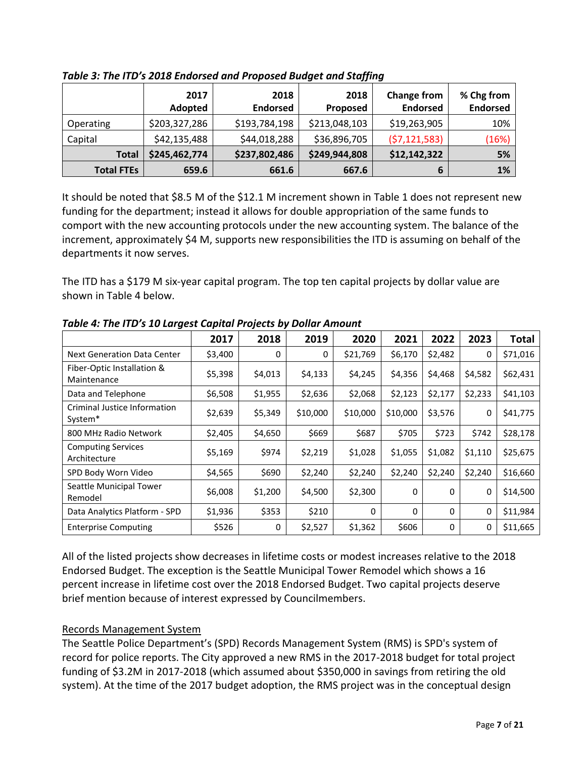*Table 3: The ITD's 2018 Endorsed and Proposed Budget and Staffing*

| | 2017 Adopted | 2018 Endorsed | 2018 Proposed | Change from Endorsed | % Chg from Endorsed |
|---|---|---|---|---|---|
| Operating | $203,327,286 | $193,784,198 | $213,048,103 | $19,263,905 | 10% |
| Capital | $42,135,488 | $44,018,288 | $36,896,705 | ($7,121,583) | (16%) |
| **Total** | **$245,462,774** | **$237,802,486** | **$249,944,808** | **$12,142,322** | **5%** |
| **Total FTEs** | **659.6** | **661.6** | **667.6** | **6** | **1%** |

It should be noted that $8.5 M of the $12.1 M increment shown in Table 1 does not represent new funding for the department; instead it allows for double appropriation of the same funds to comport with the new accounting protocols under the new accounting system. The balance of the increment, approximately $4 M, supports new responsibilities the ITD is assuming on behalf of the departments it now serves.

The ITD has a $179 M six-year capital program. The top ten capital projects by dollar value are shown in Table 4 below.

*Table 4: The ITD's 10 Largest Capital Projects by Dollar Amount*

| | 2017 | 2018 | 2019 | 2020 | 2021 | 2022 | 2023 | Total |
|---|---|---|---|---|---|---|---|---|
| Next Generation Data Center | $3,400 | 0 | 0 | $21,769 | $6,170 | $2,482 | 0 | $71,016 |
| Fiber-Optic Installation & Maintenance | $5,398 | $4,013 | $4,133 | $4,245 | $4,356 | $4,468 | $4,582 | $62,431 |
| Data and Telephone | $6,508 | $1,955 | $2,636 | $2,068 | $2,123 | $2,177 | $2,233 | $41,103 |
| Criminal Justice Information System* | $2,639 | $5,349 | $10,000 | $10,000 | $10,000 | $3,576 | 0 | $41,775 |
| 800 MHz Radio Network | $2,405 | $4,650 | $669 | $687 | $705 | $723 | $742 | $28,178 |
| Computing Services Architecture | $5,169 | $974 | $2,219 | $1,028 | $1,055 | $1,082 | $1,110 | $25,675 |
| SPD Body Worn Video | $4,565 | $690 | $2,240 | $2,240 | $2,240 | $2,240 | $2,240 | $16,660 |
| Seattle Municipal Tower Remodel | $6,008 | $1,200 | $4,500 | $2,300 | 0 | 0 | 0 | $14,500 |
| Data Analytics Platform - SPD | $1,936 | $353 | $210 | 0 | 0 | 0 | 0 | $11,984 |
| Enterprise Computing | $526 | 0 | $2,527 | $1,362 | $606 | 0 | 0 | $11,665 |

All of the listed projects show decreases in lifetime costs or modest increases relative to the 2018 Endorsed Budget. The exception is the Seattle Municipal Tower Remodel which shows a 16 percent increase in lifetime cost over the 2018 Endorsed Budget. Two capital projects deserve brief mention because of interest expressed by Councilmembers.

<u>Records Management System</u>

The Seattle Police Department's (SPD) Records Management System (RMS) is SPD's system of record for police reports. The City approved a new RMS in the 2017-2018 budget for total project funding of $3.2M in 2017-2018 (which assumed about $350,000 in savings from retiring the old system). At the time of the 2017 budget adoption, the RMS project was in the conceptual design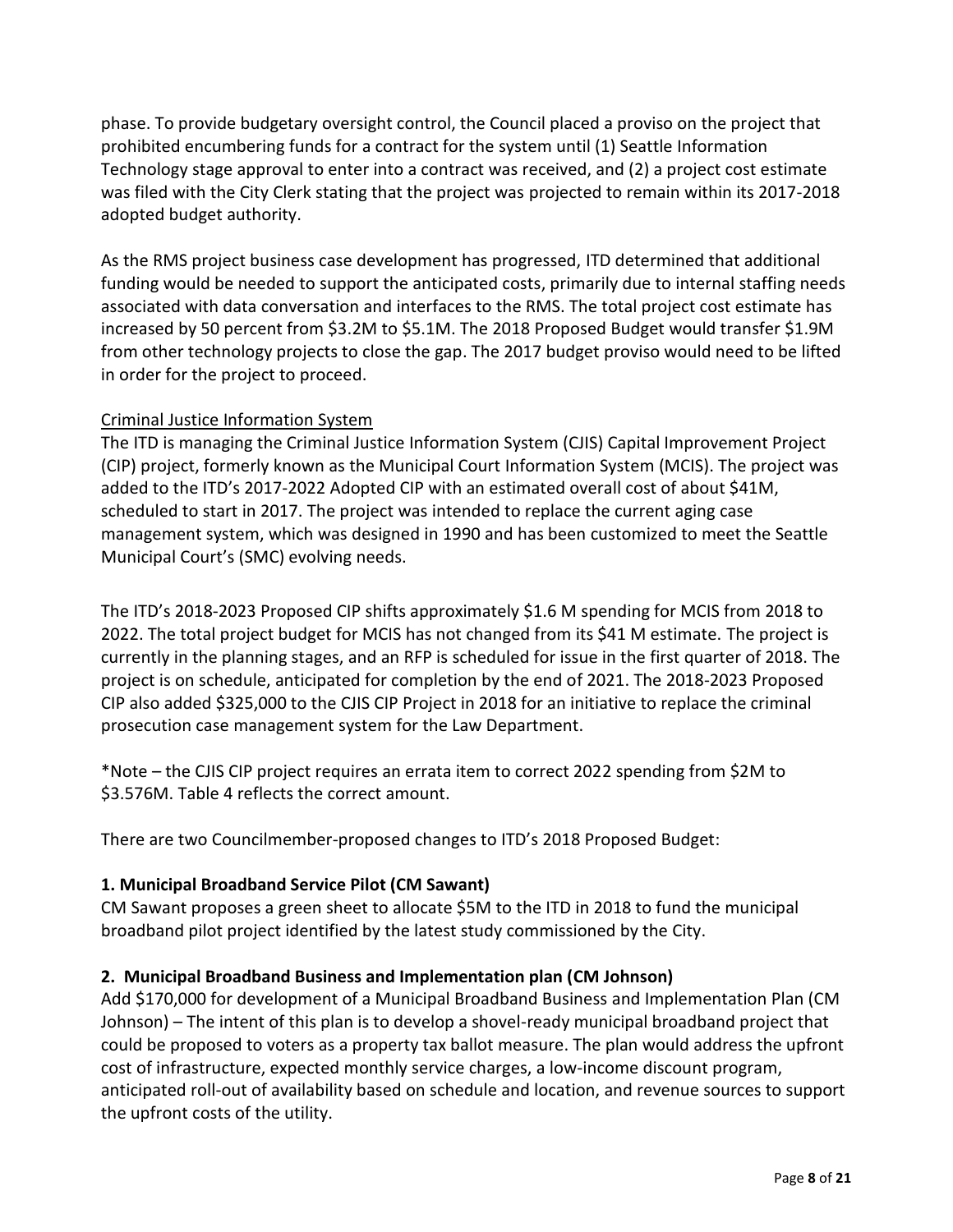phase. To provide budgetary oversight control, the Council placed a proviso on the project that prohibited encumbering funds for a contract for the system until (1) Seattle Information Technology stage approval to enter into a contract was received, and (2) a project cost estimate was filed with the City Clerk stating that the project was projected to remain within its 2017-2018 adopted budget authority.

As the RMS project business case development has progressed, ITD determined that additional funding would be needed to support the anticipated costs, primarily due to internal staffing needs associated with data conversation and interfaces to the RMS. The total project cost estimate has increased by 50 percent from $3.2M to $5.1M. The 2018 Proposed Budget would transfer $1.9M from other technology projects to close the gap. The 2017 budget proviso would need to be lifted in order for the project to proceed.

<u>Criminal Justice Information System</u>

The ITD is managing the Criminal Justice Information System (CJIS) Capital Improvement Project (CIP) project, formerly known as the Municipal Court Information System (MCIS). The project was added to the ITD's 2017-2022 Adopted CIP with an estimated overall cost of about $41M, scheduled to start in 2017. The project was intended to replace the current aging case management system, which was designed in 1990 and has been customized to meet the Seattle Municipal Court's (SMC) evolving needs.

The ITD's 2018-2023 Proposed CIP shifts approximately $1.6 M spending for MCIS from 2018 to 2022. The total project budget for MCIS has not changed from its $41 M estimate. The project is currently in the planning stages, and an RFP is scheduled for issue in the first quarter of 2018. The project is on schedule, anticipated for completion by the end of 2021. The 2018-2023 Proposed CIP also added $325,000 to the CJIS CIP Project in 2018 for an initiative to replace the criminal prosecution case management system for the Law Department.

*Note – the CJIS CIP project requires an errata item to correct 2022 spending from $2M to $3.576M. Table 4 reflects the correct amount.

There are two Councilmember-proposed changes to ITD's 2018 Proposed Budget:

**1. Municipal Broadband Service Pilot (CM Sawant)**

CM Sawant proposes a green sheet to allocate $5M to the ITD in 2018 to fund the municipal broadband pilot project identified by the latest study commissioned by the City.

**2. Municipal Broadband Business and Implementation plan (CM Johnson)**

Add $170,000 for development of a Municipal Broadband Business and Implementation Plan (CM Johnson) – The intent of this plan is to develop a shovel-ready municipal broadband project that could be proposed to voters as a property tax ballot measure. The plan would address the upfront cost of infrastructure, expected monthly service charges, a low-income discount program, anticipated roll-out of availability based on schedule and location, and revenue sources to support the upfront costs of the utility.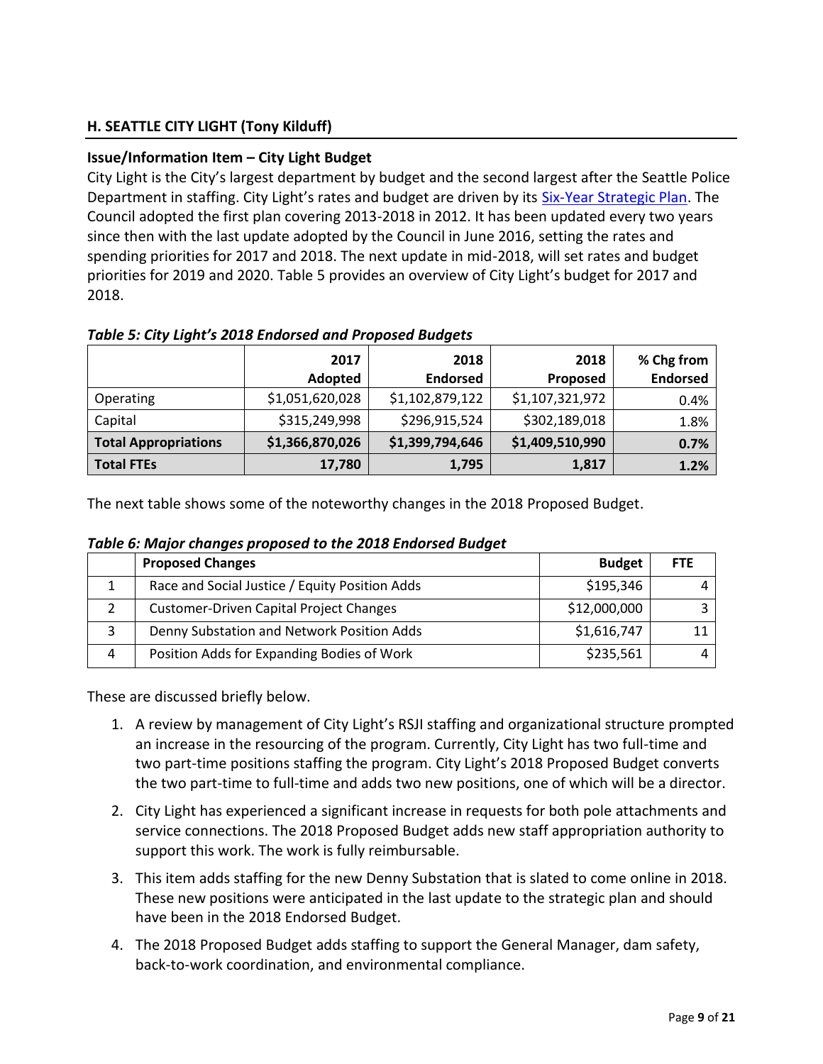## H. SEATTLE CITY LIGHT (Tony Kilduff)

### Issue/Information Item – City Light Budget

City Light is the City's largest department by budget and the second largest after the Seattle Police Department in staffing. City Light's rates and budget are driven by its Six-Year Strategic Plan. The Council adopted the first plan covering 2013-2018 in 2012. It has been updated every two years since then with the last update adopted by the Council in June 2016, setting the rates and spending priorities for 2017 and 2018. The next update in mid-2018, will set rates and budget priorities for 2019 and 2020. Table 5 provides an overview of City Light's budget for 2017 and 2018.

***Table 5: City Light's 2018 Endorsed and Proposed Budgets***

| | 2017 Adopted | 2018 Endorsed | 2018 Proposed | % Chg from Endorsed |
|---|---:|---:|---:|---:|
| Operating | $1,051,620,028 | $1,102,879,122 | $1,107,321,972 | 0.4% |
| Capital | $315,249,998 | $296,915,524 | $302,189,018 | 1.8% |
| **Total Appropriations** | **$1,366,870,026** | **$1,399,794,646** | **$1,409,510,990** | **0.7%** |
| **Total FTEs** | **17,780** | **1,795** | **1,817** | **1.2%** |

The next table shows some of the noteworthy changes in the 2018 Proposed Budget.

***Table 6: Major changes proposed to the 2018 Endorsed Budget***

| | Proposed Changes | Budget | FTE |
|---|---|---:|---:|
| 1 | Race and Social Justice / Equity Position Adds | $195,346 | 4 |
| 2 | Customer-Driven Capital Project Changes | $12,000,000 | 3 |
| 3 | Denny Substation and Network Position Adds | $1,616,747 | 11 |
| 4 | Position Adds for Expanding Bodies of Work | $235,561 | 4 |

These are discussed briefly below.

1. A review by management of City Light's RSJI staffing and organizational structure prompted an increase in the resourcing of the program. Currently, City Light has two full-time and two part-time positions staffing the program. City Light's 2018 Proposed Budget converts the two part-time to full-time and adds two new positions, one of which will be a director.
2. City Light has experienced a significant increase in requests for both pole attachments and service connections. The 2018 Proposed Budget adds new staff appropriation authority to support this work. The work is fully reimbursable.
3. This item adds staffing for the new Denny Substation that is slated to come online in 2018. These new positions were anticipated in the last update to the strategic plan and should have been in the 2018 Endorsed Budget.
4. The 2018 Proposed Budget adds staffing to support the General Manager, dam safety, back-to-work coordination, and environmental compliance.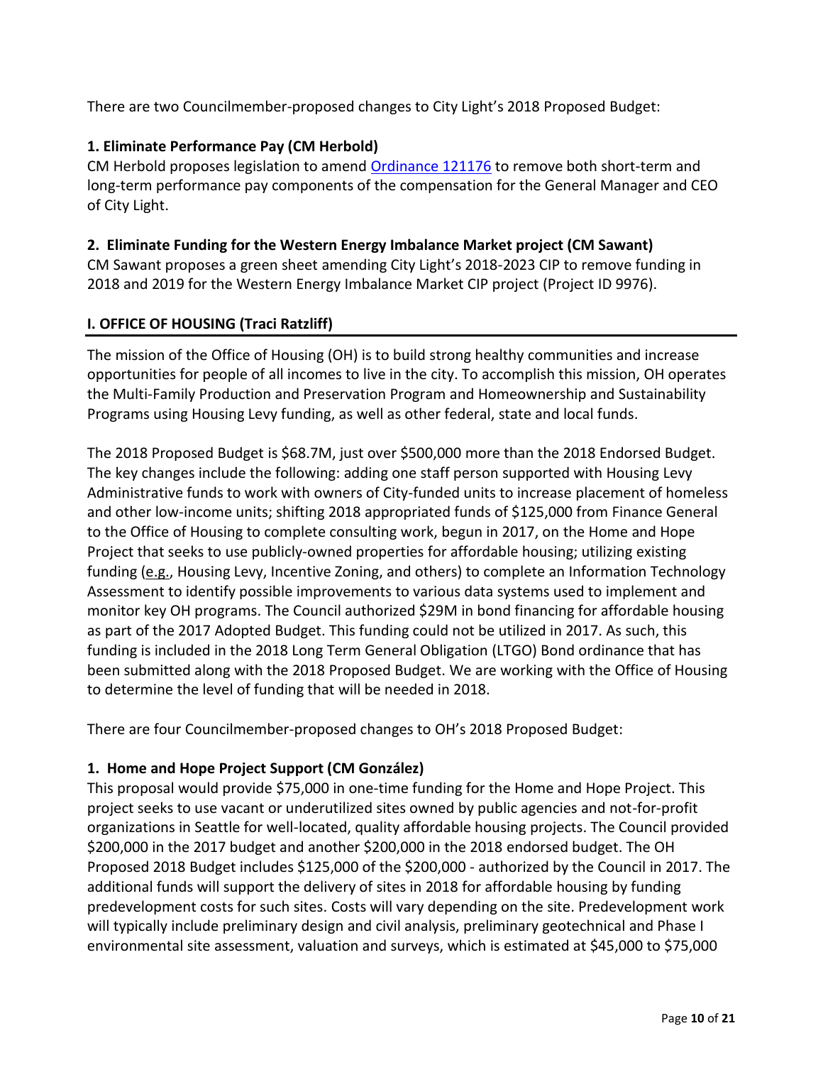There are two Councilmember-proposed changes to City Light's 2018 Proposed Budget:

**1. Eliminate Performance Pay (CM Herbold)**
CM Herbold proposes legislation to amend Ordinance 121176 to remove both short-term and long-term performance pay components of the compensation for the General Manager and CEO of City Light.

**2. Eliminate Funding for the Western Energy Imbalance Market project (CM Sawant)**
CM Sawant proposes a green sheet amending City Light's 2018-2023 CIP to remove funding in 2018 and 2019 for the Western Energy Imbalance Market CIP project (Project ID 9976).

## I. OFFICE OF HOUSING (Traci Ratzliff)

The mission of the Office of Housing (OH) is to build strong healthy communities and increase opportunities for people of all incomes to live in the city. To accomplish this mission, OH operates the Multi-Family Production and Preservation Program and Homeownership and Sustainability Programs using Housing Levy funding, as well as other federal, state and local funds.

The 2018 Proposed Budget is $68.7M, just over $500,000 more than the 2018 Endorsed Budget. The key changes include the following: adding one staff person supported with Housing Levy Administrative funds to work with owners of City-funded units to increase placement of homeless and other low-income units; shifting 2018 appropriated funds of $125,000 from Finance General to the Office of Housing to complete consulting work, begun in 2017, on the Home and Hope Project that seeks to use publicly-owned properties for affordable housing; utilizing existing funding (e.g., Housing Levy, Incentive Zoning, and others) to complete an Information Technology Assessment to identify possible improvements to various data systems used to implement and monitor key OH programs. The Council authorized $29M in bond financing for affordable housing as part of the 2017 Adopted Budget. This funding could not be utilized in 2017. As such, this funding is included in the 2018 Long Term General Obligation (LTGO) Bond ordinance that has been submitted along with the 2018 Proposed Budget. We are working with the Office of Housing to determine the level of funding that will be needed in 2018.

There are four Councilmember-proposed changes to OH's 2018 Proposed Budget:

**1. Home and Hope Project Support (CM González)**
This proposal would provide $75,000 in one-time funding for the Home and Hope Project. This project seeks to use vacant or underutilized sites owned by public agencies and not-for-profit organizations in Seattle for well-located, quality affordable housing projects. The Council provided $200,000 in the 2017 budget and another $200,000 in the 2018 endorsed budget. The OH Proposed 2018 Budget includes $125,000 of the $200,000 - authorized by the Council in 2017. The additional funds will support the delivery of sites in 2018 for affordable housing by funding predevelopment costs for such sites. Costs will vary depending on the site. Predevelopment work will typically include preliminary design and civil analysis, preliminary geotechnical and Phase I environmental site assessment, valuation and surveys, which is estimated at $45,000 to $75,000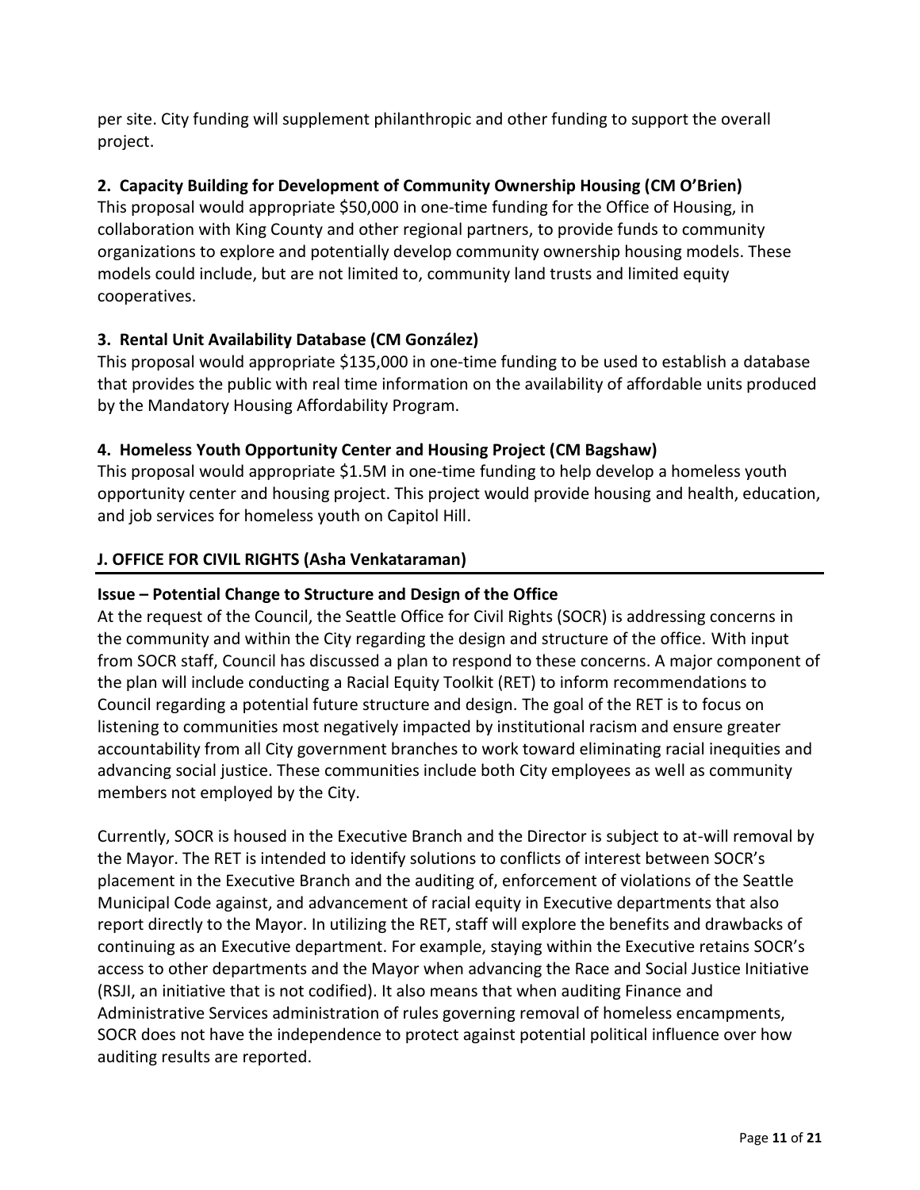per site. City funding will supplement philanthropic and other funding to support the overall project.

**2. Capacity Building for Development of Community Ownership Housing (CM O'Brien)**

This proposal would appropriate $50,000 in one-time funding for the Office of Housing, in collaboration with King County and other regional partners, to provide funds to community organizations to explore and potentially develop community ownership housing models. These models could include, but are not limited to, community land trusts and limited equity cooperatives.

**3. Rental Unit Availability Database (CM González)**

This proposal would appropriate $135,000 in one-time funding to be used to establish a database that provides the public with real time information on the availability of affordable units produced by the Mandatory Housing Affordability Program.

**4. Homeless Youth Opportunity Center and Housing Project (CM Bagshaw)**

This proposal would appropriate $1.5M in one-time funding to help develop a homeless youth opportunity center and housing project. This project would provide housing and health, education, and job services for homeless youth on Capitol Hill.

## J. OFFICE FOR CIVIL RIGHTS (Asha Venkataraman)

**Issue – Potential Change to Structure and Design of the Office**

At the request of the Council, the Seattle Office for Civil Rights (SOCR) is addressing concerns in the community and within the City regarding the design and structure of the office. With input from SOCR staff, Council has discussed a plan to respond to these concerns. A major component of the plan will include conducting a Racial Equity Toolkit (RET) to inform recommendations to Council regarding a potential future structure and design. The goal of the RET is to focus on listening to communities most negatively impacted by institutional racism and ensure greater accountability from all City government branches to work toward eliminating racial inequities and advancing social justice. These communities include both City employees as well as community members not employed by the City.

Currently, SOCR is housed in the Executive Branch and the Director is subject to at-will removal by the Mayor. The RET is intended to identify solutions to conflicts of interest between SOCR's placement in the Executive Branch and the auditing of, enforcement of violations of the Seattle Municipal Code against, and advancement of racial equity in Executive departments that also report directly to the Mayor. In utilizing the RET, staff will explore the benefits and drawbacks of continuing as an Executive department. For example, staying within the Executive retains SOCR's access to other departments and the Mayor when advancing the Race and Social Justice Initiative (RSJI, an initiative that is not codified). It also means that when auditing Finance and Administrative Services administration of rules governing removal of homeless encampments, SOCR does not have the independence to protect against potential political influence over how auditing results are reported.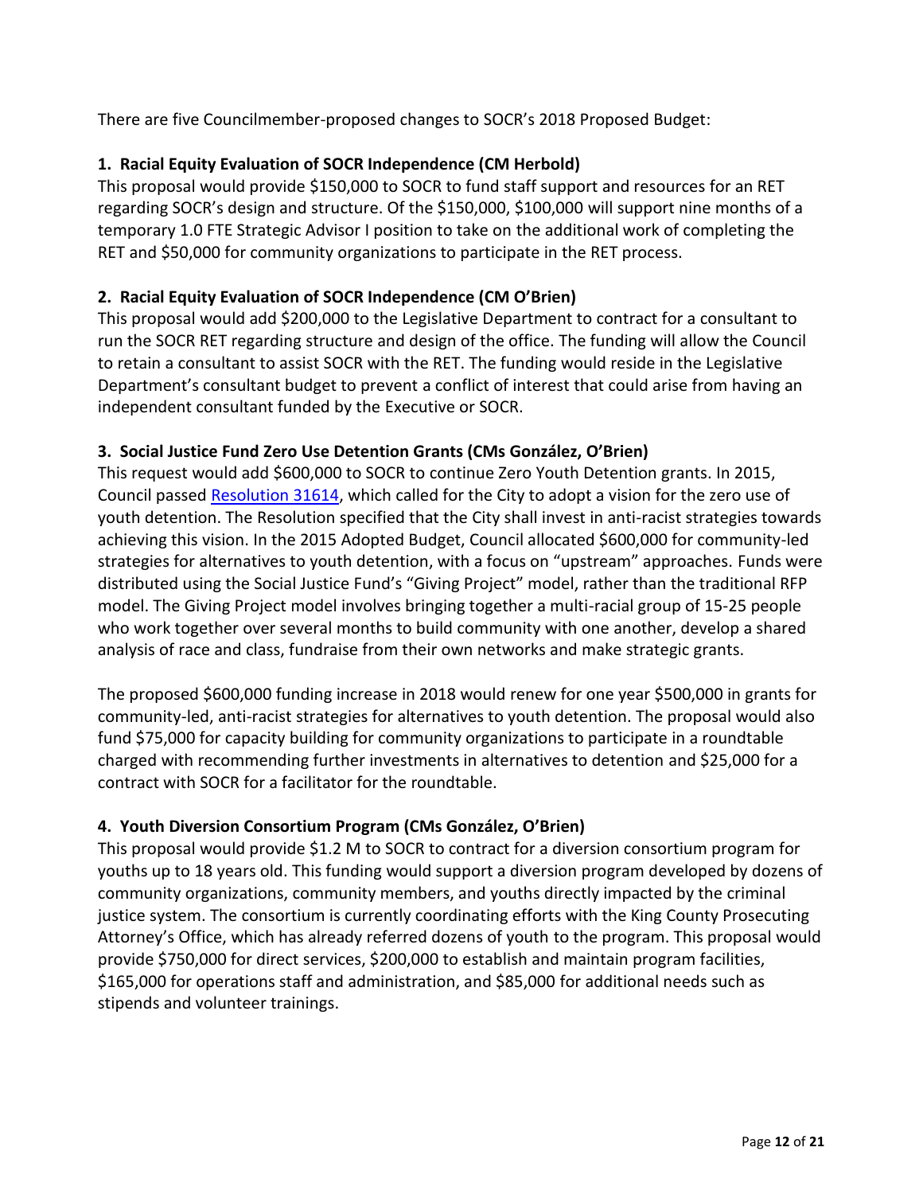There are five Councilmember-proposed changes to SOCR's 2018 Proposed Budget:

### 1. Racial Equity Evaluation of SOCR Independence (CM Herbold)

This proposal would provide $150,000 to SOCR to fund staff support and resources for an RET regarding SOCR's design and structure. Of the $150,000, $100,000 will support nine months of a temporary 1.0 FTE Strategic Advisor I position to take on the additional work of completing the RET and $50,000 for community organizations to participate in the RET process.

### 2. Racial Equity Evaluation of SOCR Independence (CM O'Brien)

This proposal would add $200,000 to the Legislative Department to contract for a consultant to run the SOCR RET regarding structure and design of the office. The funding will allow the Council to retain a consultant to assist SOCR with the RET. The funding would reside in the Legislative Department's consultant budget to prevent a conflict of interest that could arise from having an independent consultant funded by the Executive or SOCR.

### 3. Social Justice Fund Zero Use Detention Grants (CMs González, O'Brien)

This request would add $600,000 to SOCR to continue Zero Youth Detention grants. In 2015, Council passed Resolution 31614, which called for the City to adopt a vision for the zero use of youth detention. The Resolution specified that the City shall invest in anti-racist strategies towards achieving this vision. In the 2015 Adopted Budget, Council allocated $600,000 for community-led strategies for alternatives to youth detention, with a focus on "upstream" approaches. Funds were distributed using the Social Justice Fund's "Giving Project" model, rather than the traditional RFP model. The Giving Project model involves bringing together a multi-racial group of 15-25 people who work together over several months to build community with one another, develop a shared analysis of race and class, fundraise from their own networks and make strategic grants.

The proposed $600,000 funding increase in 2018 would renew for one year $500,000 in grants for community-led, anti-racist strategies for alternatives to youth detention. The proposal would also fund $75,000 for capacity building for community organizations to participate in a roundtable charged with recommending further investments in alternatives to detention and $25,000 for a contract with SOCR for a facilitator for the roundtable.

### 4. Youth Diversion Consortium Program (CMs González, O'Brien)

This proposal would provide $1.2 M to SOCR to contract for a diversion consortium program for youths up to 18 years old. This funding would support a diversion program developed by dozens of community organizations, community members, and youths directly impacted by the criminal justice system. The consortium is currently coordinating efforts with the King County Prosecuting Attorney's Office, which has already referred dozens of youth to the program. This proposal would provide $750,000 for direct services, $200,000 to establish and maintain program facilities, $165,000 for operations staff and administration, and $85,000 for additional needs such as stipends and volunteer trainings.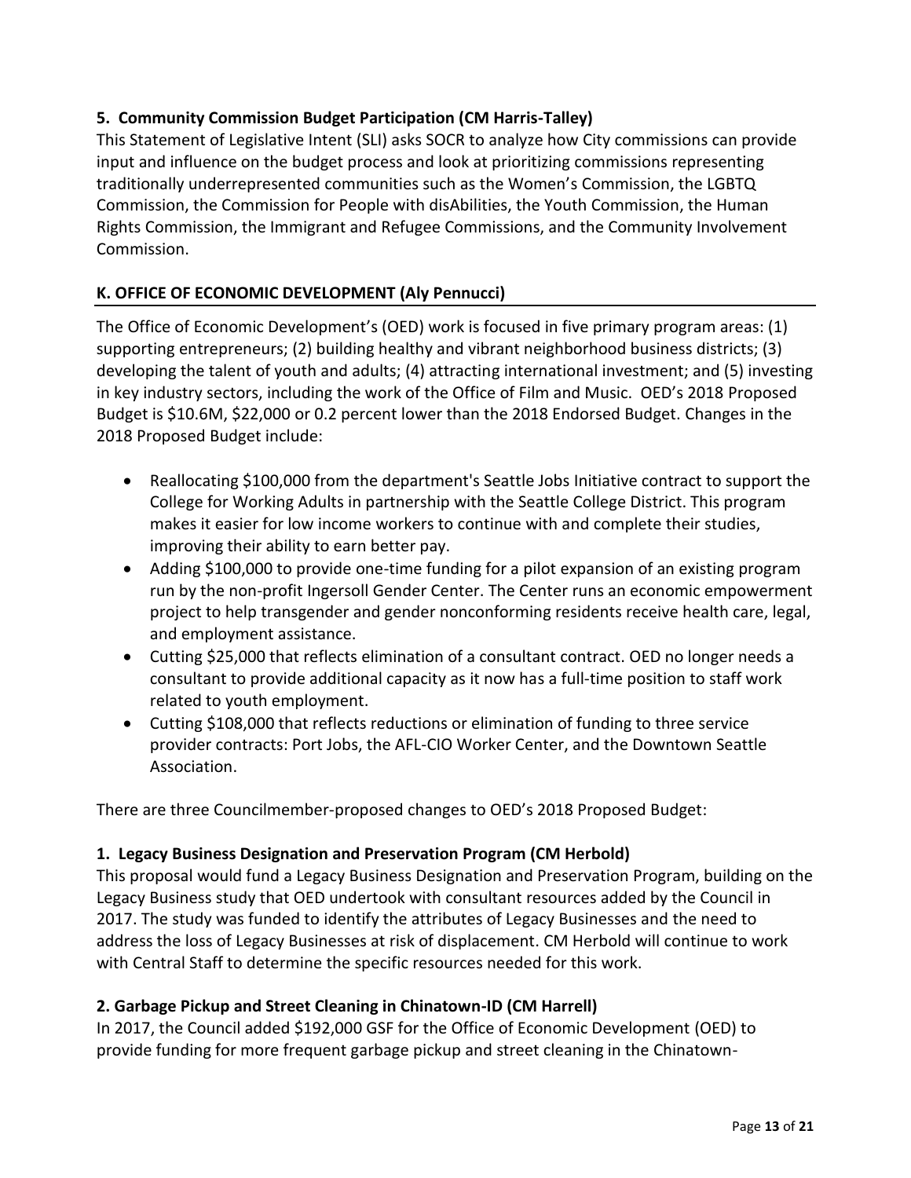**5. Community Commission Budget Participation (CM Harris-Talley)**

This Statement of Legislative Intent (SLI) asks SOCR to analyze how City commissions can provide input and influence on the budget process and look at prioritizing commissions representing traditionally underrepresented communities such as the Women's Commission, the LGBTQ Commission, the Commission for People with disAbilities, the Youth Commission, the Human Rights Commission, the Immigrant and Refugee Commissions, and the Community Involvement Commission.

## K. OFFICE OF ECONOMIC DEVELOPMENT (Aly Pennucci)

The Office of Economic Development's (OED) work is focused in five primary program areas: (1) supporting entrepreneurs; (2) building healthy and vibrant neighborhood business districts; (3) developing the talent of youth and adults; (4) attracting international investment; and (5) investing in key industry sectors, including the work of the Office of Film and Music. OED's 2018 Proposed Budget is $10.6M, $22,000 or 0.2 percent lower than the 2018 Endorsed Budget. Changes in the 2018 Proposed Budget include:

- Reallocating $100,000 from the department's Seattle Jobs Initiative contract to support the College for Working Adults in partnership with the Seattle College District. This program makes it easier for low income workers to continue with and complete their studies, improving their ability to earn better pay.
- Adding $100,000 to provide one-time funding for a pilot expansion of an existing program run by the non-profit Ingersoll Gender Center. The Center runs an economic empowerment project to help transgender and gender nonconforming residents receive health care, legal, and employment assistance.
- Cutting $25,000 that reflects elimination of a consultant contract. OED no longer needs a consultant to provide additional capacity as it now has a full-time position to staff work related to youth employment.
- Cutting $108,000 that reflects reductions or elimination of funding to three service provider contracts: Port Jobs, the AFL-CIO Worker Center, and the Downtown Seattle Association.

There are three Councilmember-proposed changes to OED's 2018 Proposed Budget:

**1. Legacy Business Designation and Preservation Program (CM Herbold)**

This proposal would fund a Legacy Business Designation and Preservation Program, building on the Legacy Business study that OED undertook with consultant resources added by the Council in 2017. The study was funded to identify the attributes of Legacy Businesses and the need to address the loss of Legacy Businesses at risk of displacement. CM Herbold will continue to work with Central Staff to determine the specific resources needed for this work.

**2. Garbage Pickup and Street Cleaning in Chinatown-ID (CM Harrell)**

In 2017, the Council added $192,000 GSF for the Office of Economic Development (OED) to provide funding for more frequent garbage pickup and street cleaning in the Chinatown-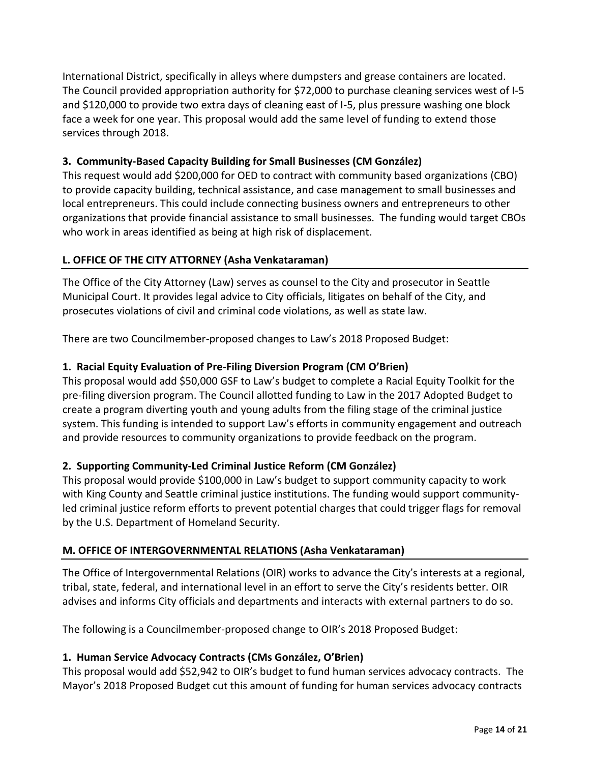International District, specifically in alleys where dumpsters and grease containers are located. The Council provided appropriation authority for $72,000 to purchase cleaning services west of I-5 and $120,000 to provide two extra days of cleaning east of I-5, plus pressure washing one block face a week for one year. This proposal would add the same level of funding to extend those services through 2018.

**3. Community-Based Capacity Building for Small Businesses (CM González)**

This request would add $200,000 for OED to contract with community based organizations (CBO) to provide capacity building, technical assistance, and case management to small businesses and local entrepreneurs. This could include connecting business owners and entrepreneurs to other organizations that provide financial assistance to small businesses. The funding would target CBOs who work in areas identified as being at high risk of displacement.

## L. OFFICE OF THE CITY ATTORNEY (Asha Venkataraman)

The Office of the City Attorney (Law) serves as counsel to the City and prosecutor in Seattle Municipal Court. It provides legal advice to City officials, litigates on behalf of the City, and prosecutes violations of civil and criminal code violations, as well as state law.

There are two Councilmember-proposed changes to Law's 2018 Proposed Budget:

**1. Racial Equity Evaluation of Pre-Filing Diversion Program (CM O'Brien)**

This proposal would add $50,000 GSF to Law's budget to complete a Racial Equity Toolkit for the pre-filing diversion program. The Council allotted funding to Law in the 2017 Adopted Budget to create a program diverting youth and young adults from the filing stage of the criminal justice system. This funding is intended to support Law's efforts in community engagement and outreach and provide resources to community organizations to provide feedback on the program.

**2. Supporting Community-Led Criminal Justice Reform (CM González)**

This proposal would provide $100,000 in Law's budget to support community capacity to work with King County and Seattle criminal justice institutions. The funding would support community-led criminal justice reform efforts to prevent potential charges that could trigger flags for removal by the U.S. Department of Homeland Security.

## M. OFFICE OF INTERGOVERNMENTAL RELATIONS (Asha Venkataraman)

The Office of Intergovernmental Relations (OIR) works to advance the City's interests at a regional, tribal, state, federal, and international level in an effort to serve the City's residents better. OIR advises and informs City officials and departments and interacts with external partners to do so.

The following is a Councilmember-proposed change to OIR's 2018 Proposed Budget:

**1. Human Service Advocacy Contracts (CMs González, O'Brien)**

This proposal would add $52,942 to OIR's budget to fund human services advocacy contracts. The Mayor's 2018 Proposed Budget cut this amount of funding for human services advocacy contracts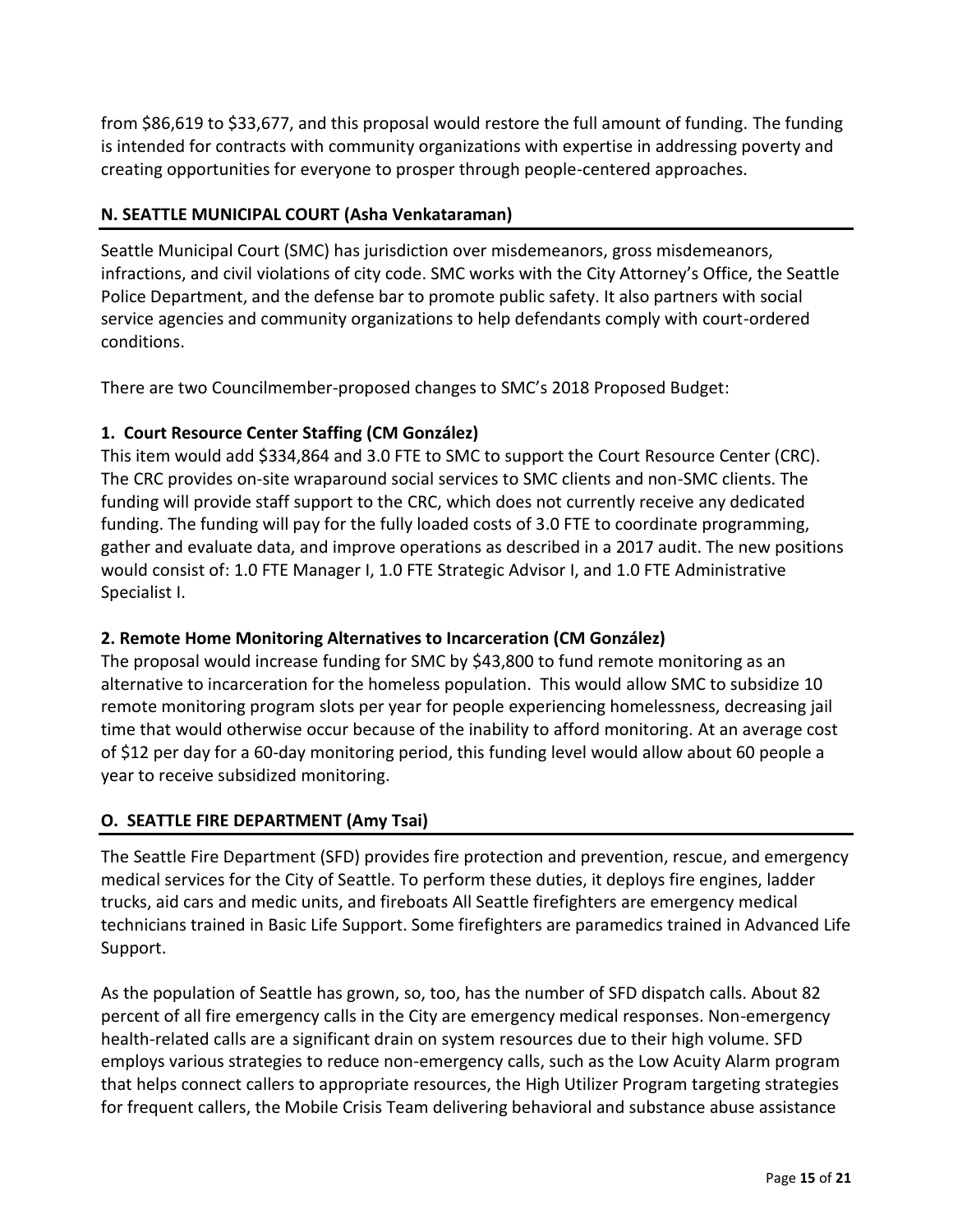from $86,619 to $33,677, and this proposal would restore the full amount of funding. The funding is intended for contracts with community organizations with expertise in addressing poverty and creating opportunities for everyone to prosper through people-centered approaches.

## N. SEATTLE MUNICIPAL COURT (Asha Venkataraman)

Seattle Municipal Court (SMC) has jurisdiction over misdemeanors, gross misdemeanors, infractions, and civil violations of city code. SMC works with the City Attorney's Office, the Seattle Police Department, and the defense bar to promote public safety. It also partners with social service agencies and community organizations to help defendants comply with court-ordered conditions.

There are two Councilmember-proposed changes to SMC's 2018 Proposed Budget:

### 1. Court Resource Center Staffing (CM González)

This item would add $334,864 and 3.0 FTE to SMC to support the Court Resource Center (CRC). The CRC provides on-site wraparound social services to SMC clients and non-SMC clients. The funding will provide staff support to the CRC, which does not currently receive any dedicated funding. The funding will pay for the fully loaded costs of 3.0 FTE to coordinate programming, gather and evaluate data, and improve operations as described in a 2017 audit. The new positions would consist of: 1.0 FTE Manager I, 1.0 FTE Strategic Advisor I, and 1.0 FTE Administrative Specialist I.

### 2. Remote Home Monitoring Alternatives to Incarceration (CM González)

The proposal would increase funding for SMC by $43,800 to fund remote monitoring as an alternative to incarceration for the homeless population. This would allow SMC to subsidize 10 remote monitoring program slots per year for people experiencing homelessness, decreasing jail time that would otherwise occur because of the inability to afford monitoring. At an average cost of $12 per day for a 60-day monitoring period, this funding level would allow about 60 people a year to receive subsidized monitoring.

## O. SEATTLE FIRE DEPARTMENT (Amy Tsai)

The Seattle Fire Department (SFD) provides fire protection and prevention, rescue, and emergency medical services for the City of Seattle. To perform these duties, it deploys fire engines, ladder trucks, aid cars and medic units, and fireboats All Seattle firefighters are emergency medical technicians trained in Basic Life Support. Some firefighters are paramedics trained in Advanced Life Support.

As the population of Seattle has grown, so, too, has the number of SFD dispatch calls. About 82 percent of all fire emergency calls in the City are emergency medical responses. Non-emergency health-related calls are a significant drain on system resources due to their high volume. SFD employs various strategies to reduce non-emergency calls, such as the Low Acuity Alarm program that helps connect callers to appropriate resources, the High Utilizer Program targeting strategies for frequent callers, the Mobile Crisis Team delivering behavioral and substance abuse assistance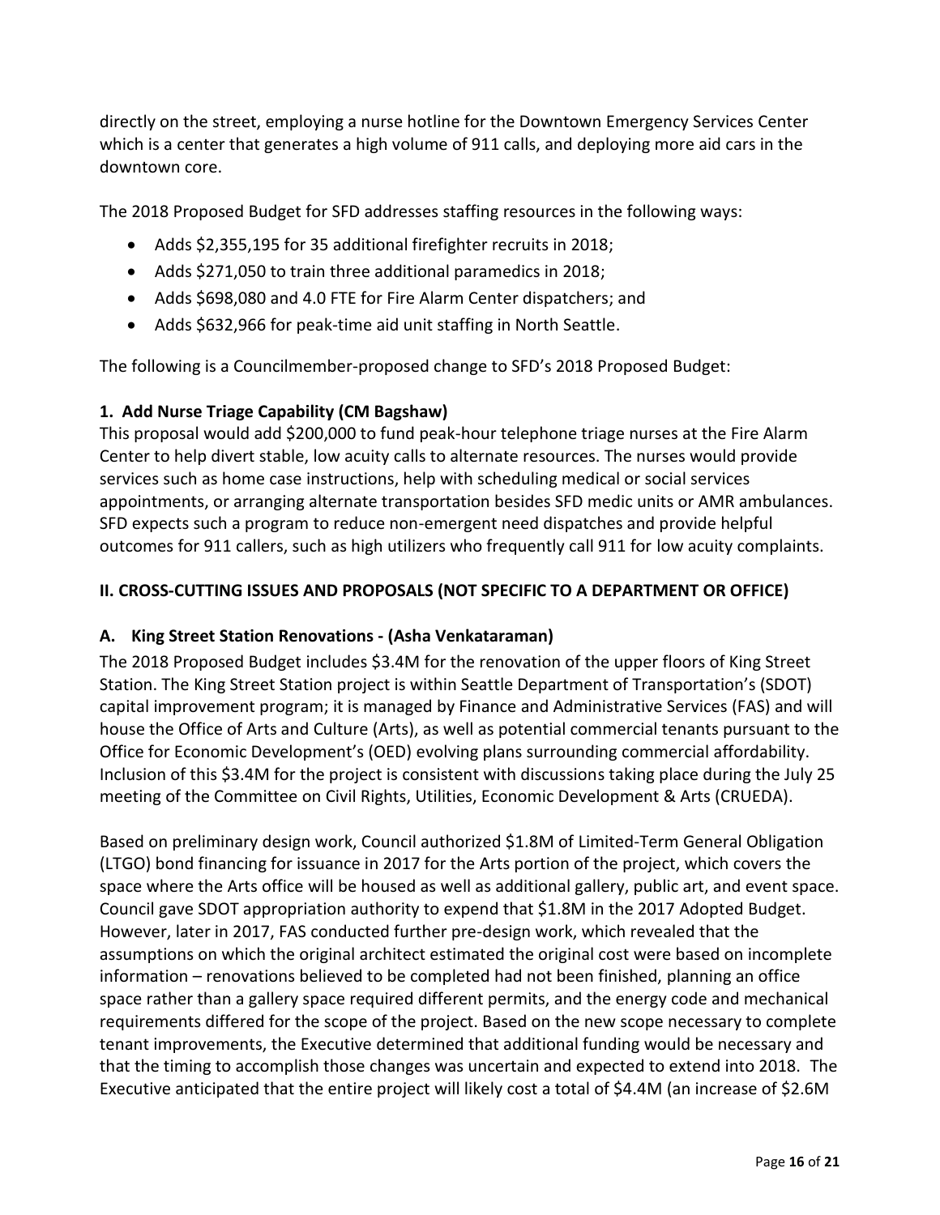directly on the street, employing a nurse hotline for the Downtown Emergency Services Center which is a center that generates a high volume of 911 calls, and deploying more aid cars in the downtown core.

The 2018 Proposed Budget for SFD addresses staffing resources in the following ways:

- Adds $2,355,195 for 35 additional firefighter recruits in 2018;
- Adds $271,050 to train three additional paramedics in 2018;
- Adds $698,080 and 4.0 FTE for Fire Alarm Center dispatchers; and
- Adds $632,966 for peak-time aid unit staffing in North Seattle.

The following is a Councilmember-proposed change to SFD's 2018 Proposed Budget:

**1. Add Nurse Triage Capability (CM Bagshaw)**

This proposal would add $200,000 to fund peak-hour telephone triage nurses at the Fire Alarm Center to help divert stable, low acuity calls to alternate resources. The nurses would provide services such as home case instructions, help with scheduling medical or social services appointments, or arranging alternate transportation besides SFD medic units or AMR ambulances. SFD expects such a program to reduce non-emergent need dispatches and provide helpful outcomes for 911 callers, such as high utilizers who frequently call 911 for low acuity complaints.

## II. CROSS-CUTTING ISSUES AND PROPOSALS (NOT SPECIFIC TO A DEPARTMENT OR OFFICE)

### A. King Street Station Renovations - (Asha Venkataraman)

The 2018 Proposed Budget includes $3.4M for the renovation of the upper floors of King Street Station. The King Street Station project is within Seattle Department of Transportation's (SDOT) capital improvement program; it is managed by Finance and Administrative Services (FAS) and will house the Office of Arts and Culture (Arts), as well as potential commercial tenants pursuant to the Office for Economic Development's (OED) evolving plans surrounding commercial affordability. Inclusion of this $3.4M for the project is consistent with discussions taking place during the July 25 meeting of the Committee on Civil Rights, Utilities, Economic Development & Arts (CRUEDA).

Based on preliminary design work, Council authorized $1.8M of Limited-Term General Obligation (LTGO) bond financing for issuance in 2017 for the Arts portion of the project, which covers the space where the Arts office will be housed as well as additional gallery, public art, and event space. Council gave SDOT appropriation authority to expend that $1.8M in the 2017 Adopted Budget. However, later in 2017, FAS conducted further pre-design work, which revealed that the assumptions on which the original architect estimated the original cost were based on incomplete information – renovations believed to be completed had not been finished, planning an office space rather than a gallery space required different permits, and the energy code and mechanical requirements differed for the scope of the project. Based on the new scope necessary to complete tenant improvements, the Executive determined that additional funding would be necessary and that the timing to accomplish those changes was uncertain and expected to extend into 2018. The Executive anticipated that the entire project will likely cost a total of $4.4M (an increase of $2.6M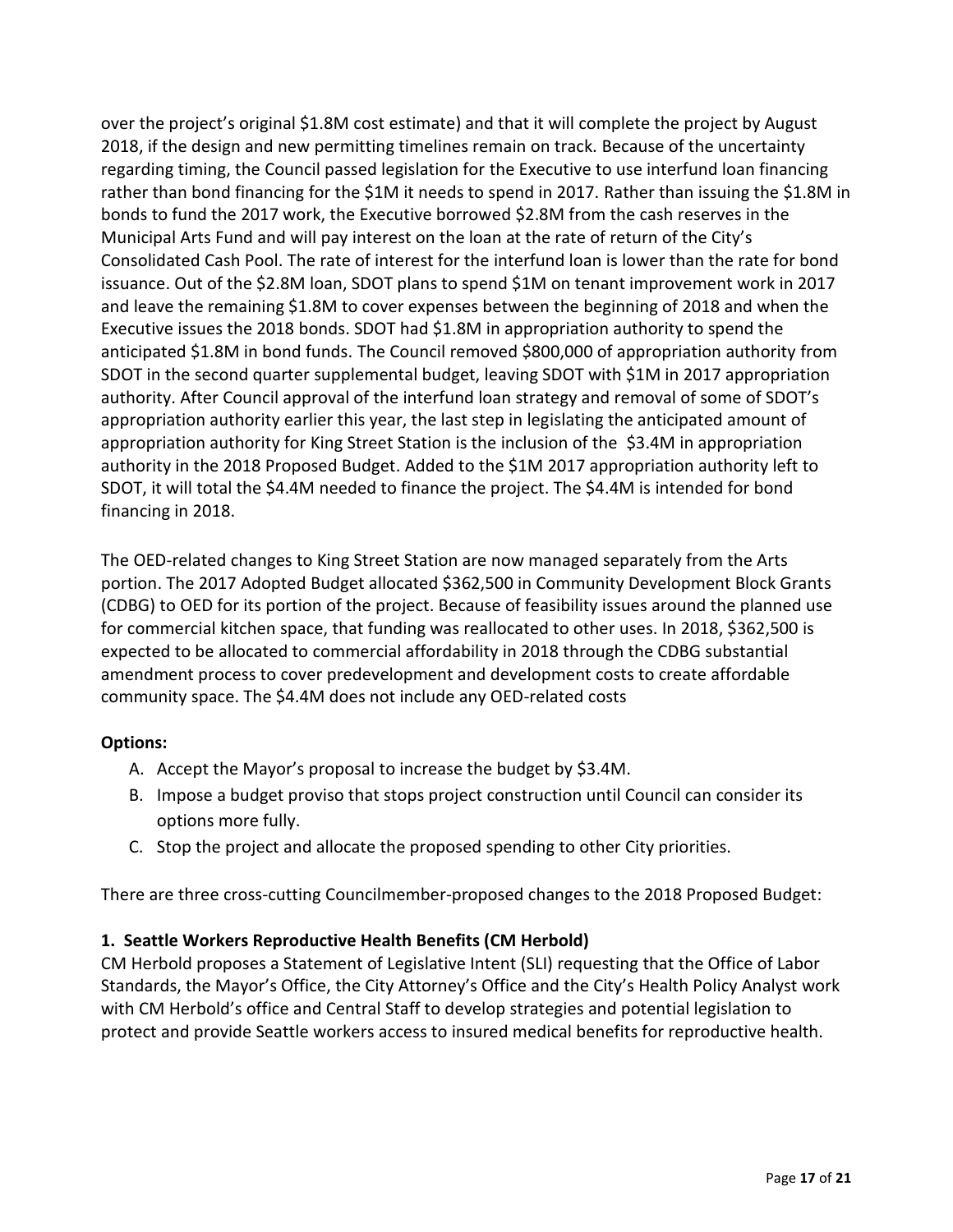over the project's original $1.8M cost estimate) and that it will complete the project by August 2018, if the design and new permitting timelines remain on track. Because of the uncertainty regarding timing, the Council passed legislation for the Executive to use interfund loan financing rather than bond financing for the $1M it needs to spend in 2017. Rather than issuing the $1.8M in bonds to fund the 2017 work, the Executive borrowed $2.8M from the cash reserves in the Municipal Arts Fund and will pay interest on the loan at the rate of return of the City's Consolidated Cash Pool. The rate of interest for the interfund loan is lower than the rate for bond issuance. Out of the $2.8M loan, SDOT plans to spend $1M on tenant improvement work in 2017 and leave the remaining $1.8M to cover expenses between the beginning of 2018 and when the Executive issues the 2018 bonds. SDOT had $1.8M in appropriation authority to spend the anticipated $1.8M in bond funds. The Council removed $800,000 of appropriation authority from SDOT in the second quarter supplemental budget, leaving SDOT with $1M in 2017 appropriation authority. After Council approval of the interfund loan strategy and removal of some of SDOT's appropriation authority earlier this year, the last step in legislating the anticipated amount of appropriation authority for King Street Station is the inclusion of the $3.4M in appropriation authority in the 2018 Proposed Budget. Added to the $1M 2017 appropriation authority left to SDOT, it will total the $4.4M needed to finance the project. The $4.4M is intended for bond financing in 2018.

The OED-related changes to King Street Station are now managed separately from the Arts portion. The 2017 Adopted Budget allocated $362,500 in Community Development Block Grants (CDBG) to OED for its portion of the project. Because of feasibility issues around the planned use for commercial kitchen space, that funding was reallocated to other uses. In 2018, $362,500 is expected to be allocated to commercial affordability in 2018 through the CDBG substantial amendment process to cover predevelopment and development costs to create affordable community space. The $4.4M does not include any OED-related costs

**Options:**

A. Accept the Mayor's proposal to increase the budget by $3.4M.
B. Impose a budget proviso that stops project construction until Council can consider its options more fully.
C. Stop the project and allocate the proposed spending to other City priorities.

There are three cross-cutting Councilmember-proposed changes to the 2018 Proposed Budget:

**1. Seattle Workers Reproductive Health Benefits (CM Herbold)**

CM Herbold proposes a Statement of Legislative Intent (SLI) requesting that the Office of Labor Standards, the Mayor's Office, the City Attorney's Office and the City's Health Policy Analyst work with CM Herbold's office and Central Staff to develop strategies and potential legislation to protect and provide Seattle workers access to insured medical benefits for reproductive health.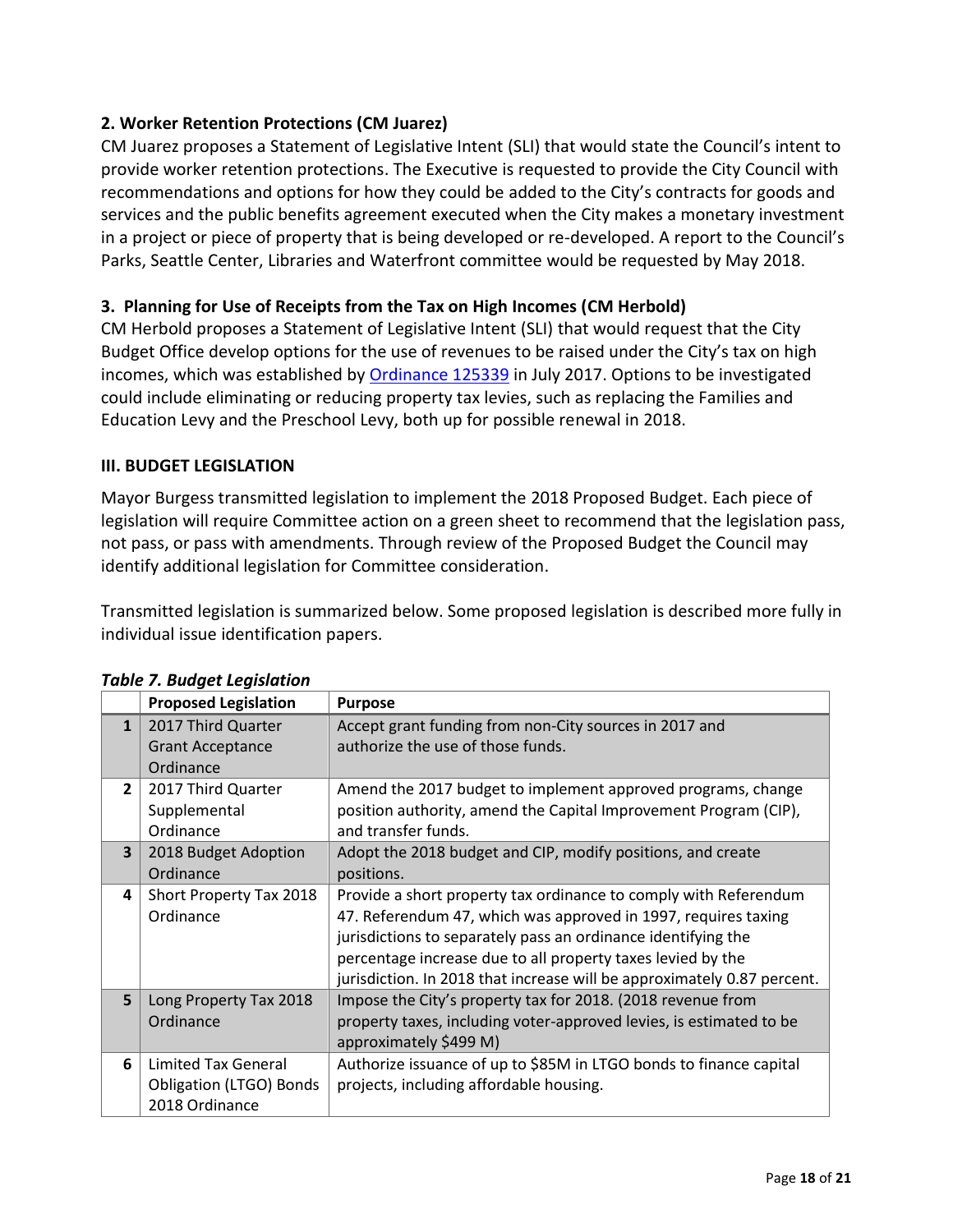### 2. Worker Retention Protections (CM Juarez)

CM Juarez proposes a Statement of Legislative Intent (SLI) that would state the Council's intent to provide worker retention protections. The Executive is requested to provide the City Council with recommendations and options for how they could be added to the City's contracts for goods and services and the public benefits agreement executed when the City makes a monetary investment in a project or piece of property that is being developed or re-developed. A report to the Council's Parks, Seattle Center, Libraries and Waterfront committee would be requested by May 2018.

### 3. Planning for Use of Receipts from the Tax on High Incomes (CM Herbold)

CM Herbold proposes a Statement of Legislative Intent (SLI) that would request that the City Budget Office develop options for the use of revenues to be raised under the City's tax on high incomes, which was established by Ordinance 125339 in July 2017. Options to be investigated could include eliminating or reducing property tax levies, such as replacing the Families and Education Levy and the Preschool Levy, both up for possible renewal in 2018.

## III. BUDGET LEGISLATION

Mayor Burgess transmitted legislation to implement the 2018 Proposed Budget. Each piece of legislation will require Committee action on a green sheet to recommend that the legislation pass, not pass, or pass with amendments. Through review of the Proposed Budget the Council may identify additional legislation for Committee consideration.

Transmitted legislation is summarized below. Some proposed legislation is described more fully in individual issue identification papers.

***Table 7. Budget Legislation***

| | Proposed Legislation | Purpose |
|---|---|---|
| 1 | 2017 Third Quarter Grant Acceptance Ordinance | Accept grant funding from non-City sources in 2017 and authorize the use of those funds. |
| 2 | 2017 Third Quarter Supplemental Ordinance | Amend the 2017 budget to implement approved programs, change position authority, amend the Capital Improvement Program (CIP), and transfer funds. |
| 3 | 2018 Budget Adoption Ordinance | Adopt the 2018 budget and CIP, modify positions, and create positions. |
| 4 | Short Property Tax 2018 Ordinance | Provide a short property tax ordinance to comply with Referendum 47. Referendum 47, which was approved in 1997, requires taxing jurisdictions to separately pass an ordinance identifying the percentage increase due to all property taxes levied by the jurisdiction. In 2018 that increase will be approximately 0.87 percent. |
| 5 | Long Property Tax 2018 Ordinance | Impose the City's property tax for 2018. (2018 revenue from property taxes, including voter-approved levies, is estimated to be approximately $499 M) |
| 6 | Limited Tax General Obligation (LTGO) Bonds 2018 Ordinance | Authorize issuance of up to $85M in LTGO bonds to finance capital projects, including affordable housing. |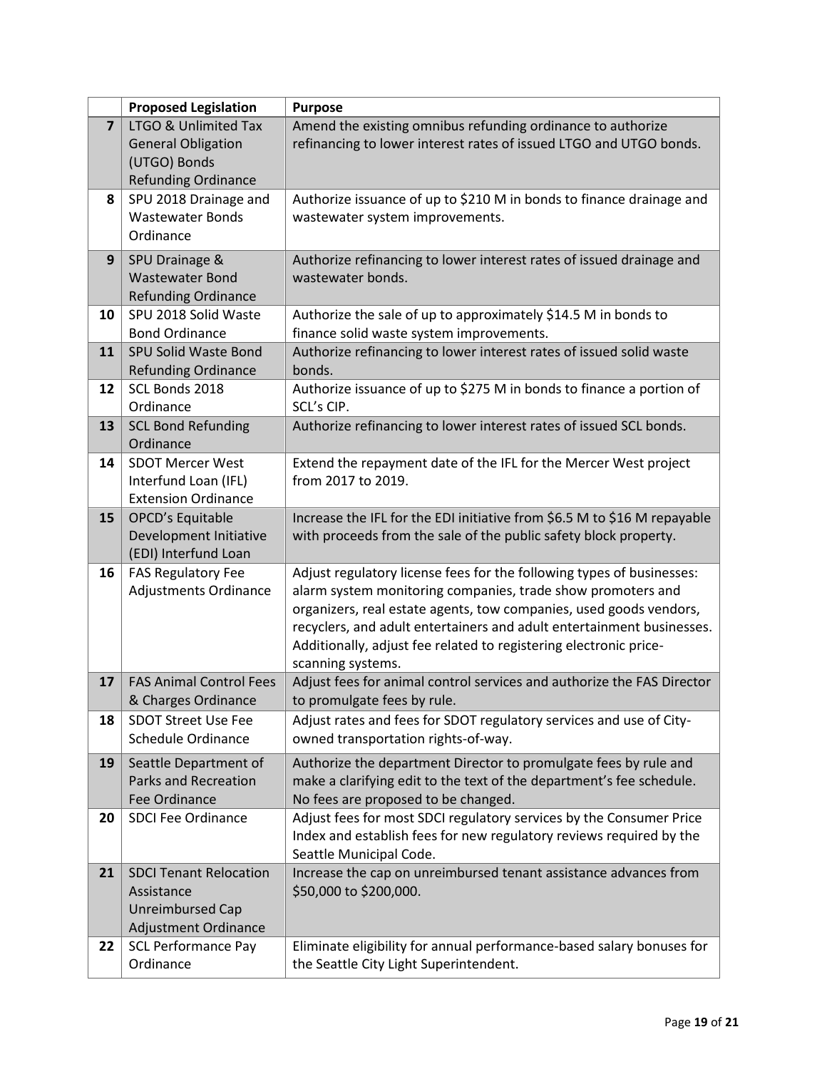| | Proposed Legislation | Purpose |
|---|---|---|
| 7 | LTGO & Unlimited Tax General Obligation (UTGO) Bonds Refunding Ordinance | Amend the existing omnibus refunding ordinance to authorize refinancing to lower interest rates of issued LTGO and UTGO bonds. |
| 8 | SPU 2018 Drainage and Wastewater Bonds Ordinance | Authorize issuance of up to $210 M in bonds to finance drainage and wastewater system improvements. |
| 9 | SPU Drainage & Wastewater Bond Refunding Ordinance | Authorize refinancing to lower interest rates of issued drainage and wastewater bonds. |
| 10 | SPU 2018 Solid Waste Bond Ordinance | Authorize the sale of up to approximately $14.5 M in bonds to finance solid waste system improvements. |
| 11 | SPU Solid Waste Bond Refunding Ordinance | Authorize refinancing to lower interest rates of issued solid waste bonds. |
| 12 | SCL Bonds 2018 Ordinance | Authorize issuance of up to $275 M in bonds to finance a portion of SCL's CIP. |
| 13 | SCL Bond Refunding Ordinance | Authorize refinancing to lower interest rates of issued SCL bonds. |
| 14 | SDOT Mercer West Interfund Loan (IFL) Extension Ordinance | Extend the repayment date of the IFL for the Mercer West project from 2017 to 2019. |
| 15 | OPCD's Equitable Development Initiative (EDI) Interfund Loan | Increase the IFL for the EDI initiative from $6.5 M to $16 M repayable with proceeds from the sale of the public safety block property. |
| 16 | FAS Regulatory Fee Adjustments Ordinance | Adjust regulatory license fees for the following types of businesses: alarm system monitoring companies, trade show promoters and organizers, real estate agents, tow companies, used goods vendors, recyclers, and adult entertainers and adult entertainment businesses. Additionally, adjust fee related to registering electronic price-scanning systems. |
| 17 | FAS Animal Control Fees & Charges Ordinance | Adjust fees for animal control services and authorize the FAS Director to promulgate fees by rule. |
| 18 | SDOT Street Use Fee Schedule Ordinance | Adjust rates and fees for SDOT regulatory services and use of City-owned transportation rights-of-way. |
| 19 | Seattle Department of Parks and Recreation Fee Ordinance | Authorize the department Director to promulgate fees by rule and make a clarifying edit to the text of the department's fee schedule. No fees are proposed to be changed. |
| 20 | SDCI Fee Ordinance | Adjust fees for most SDCI regulatory services by the Consumer Price Index and establish fees for new regulatory reviews required by the Seattle Municipal Code. |
| 21 | SDCI Tenant Relocation Assistance Unreimbursed Cap Adjustment Ordinance | Increase the cap on unreimbursed tenant assistance advances from $50,000 to $200,000. |
| 22 | SCL Performance Pay Ordinance | Eliminate eligibility for annual performance-based salary bonuses for the Seattle City Light Superintendent. |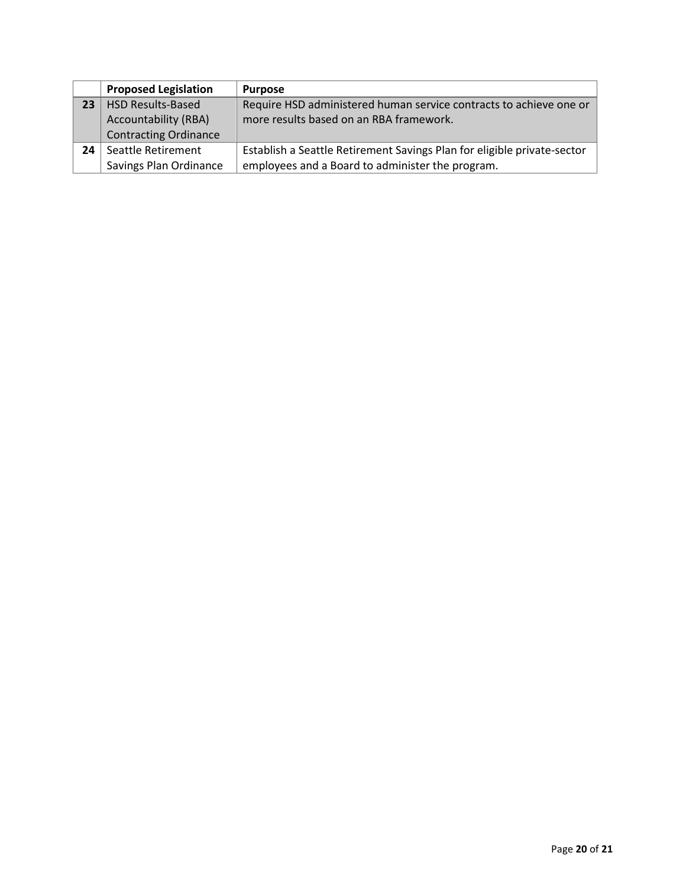| | Proposed Legislation | Purpose |
|---|---|---|
| **23** | HSD Results-Based Accountability (RBA) Contracting Ordinance | Require HSD administered human service contracts to achieve one or more results based on an RBA framework. |
| **24** | Seattle Retirement Savings Plan Ordinance | Establish a Seattle Retirement Savings Plan for eligible private-sector employees and a Board to administer the program. |